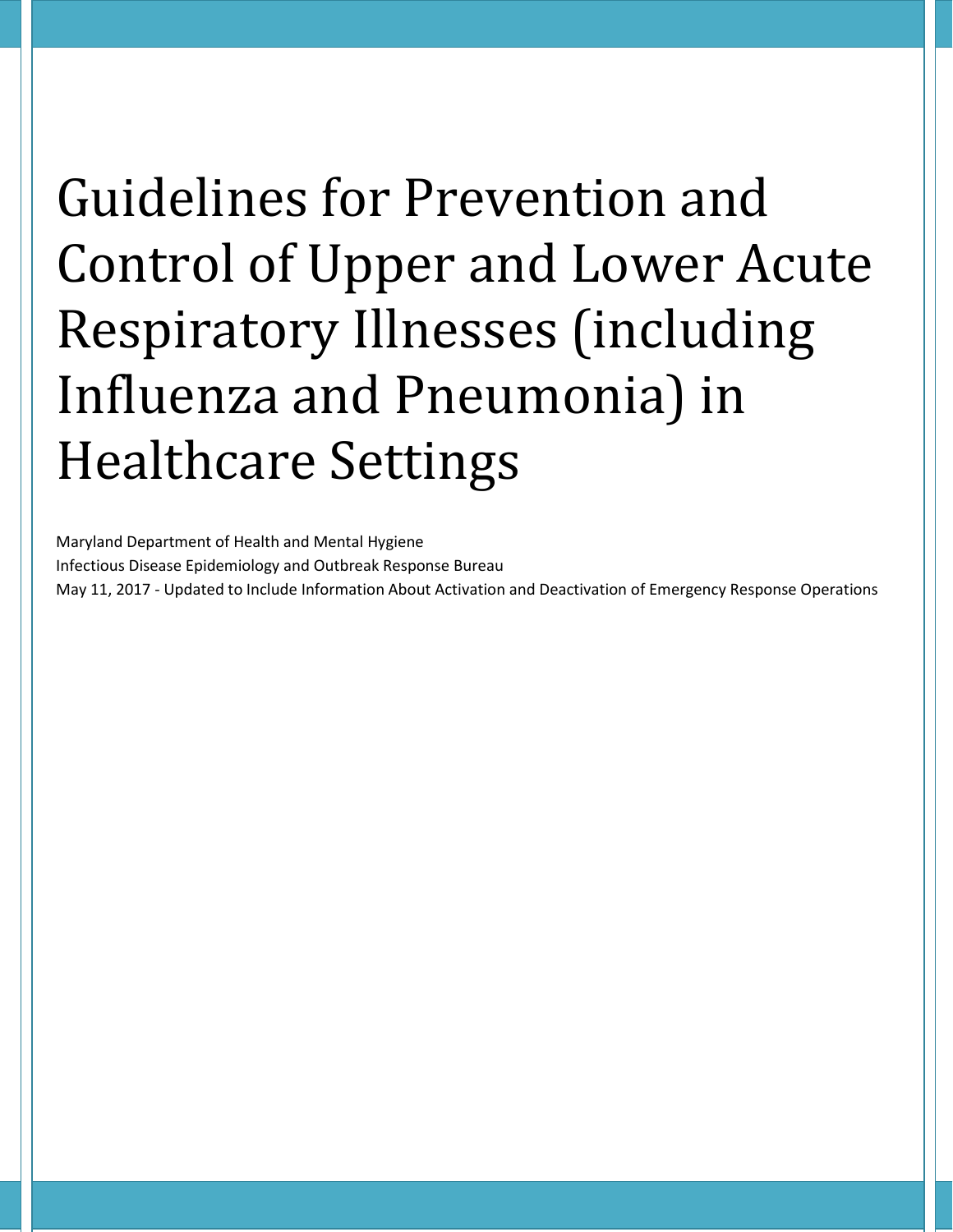# Guidelines for Prevention and Control of Upper and Lower Acute Respiratory Illnesses (including Influenza and Pneumonia) in Healthcare Settings

Maryland Department of Health and Mental Hygiene

Infectious Disease Epidemiology and Outbreak Response Bureau

May 11, 2017 - Updated to Include Information About Activation and Deactivation of Emergency Response Operations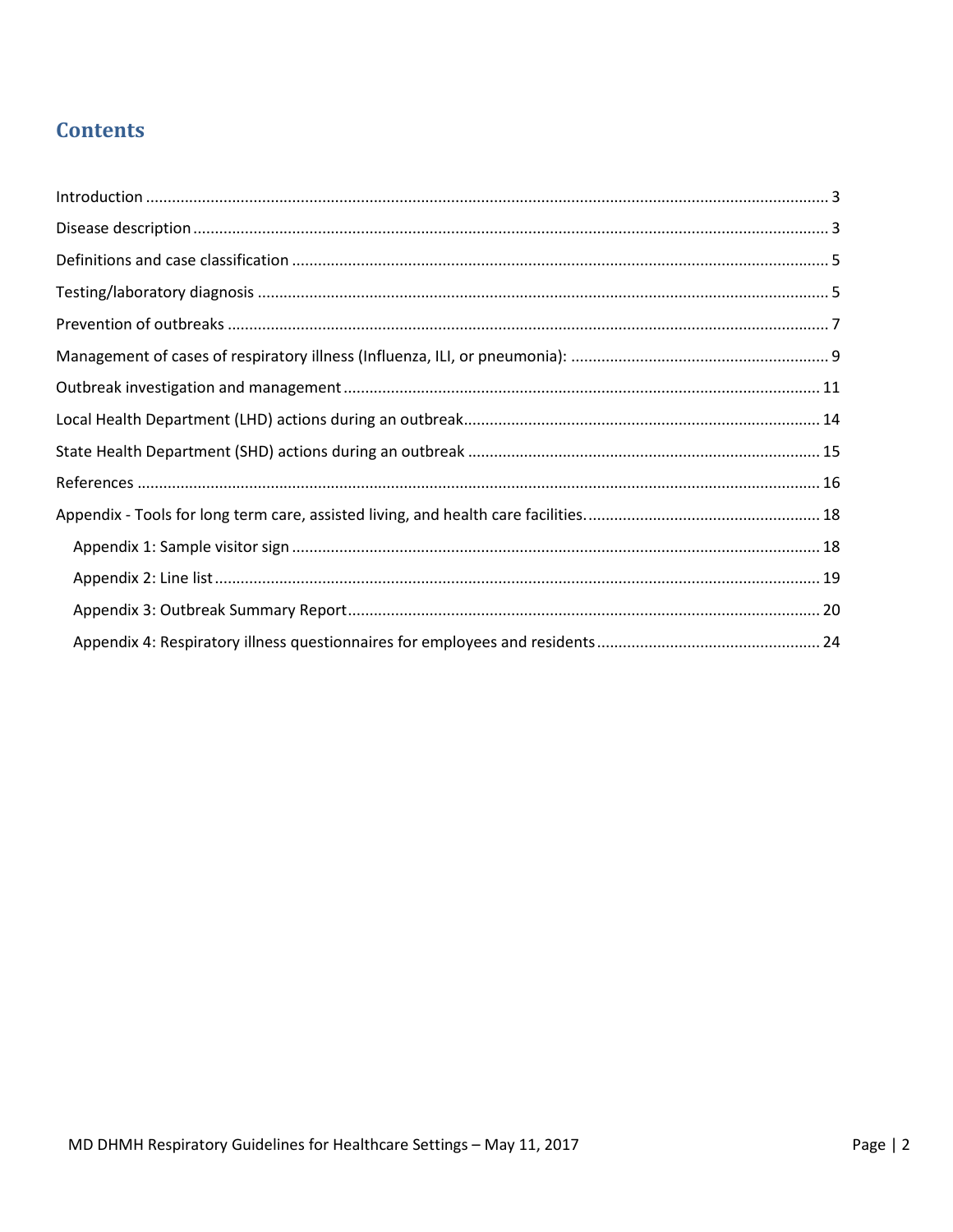# Contents

Introduction ........................................................................................................................................... 3

Disease description ................................................................................................................................. 3

Definitions and case classification ........................................................................................................... 5

Testing/laboratory diagnosis ................................................................................................................... 5

Prevention of outbreaks .......................................................................................................................... 7

Management of cases of respiratory illness (Influenza, ILI, or pneumonia): ........................................................... 9

Outbreak investigation and management ............................................................................................... 11

Local Health Department (LHD) actions during an outbreak.................................................................................. 14

State Health Department (SHD) actions during an outbreak ................................................................................. 15

References ............................................................................................................................................ 16

Appendix - Tools for long term care, assisted living, and health care facilities. ..................................................... 18

- Appendix 1: Sample visitor sign ........................................................................................................ 18
- Appendix 2: Line list ......................................................................................................................... 19
- Appendix 3: Outbreak Summary Report ............................................................................................ 20
- Appendix 4: Respiratory illness questionnaires for employees and residents ................................................... 24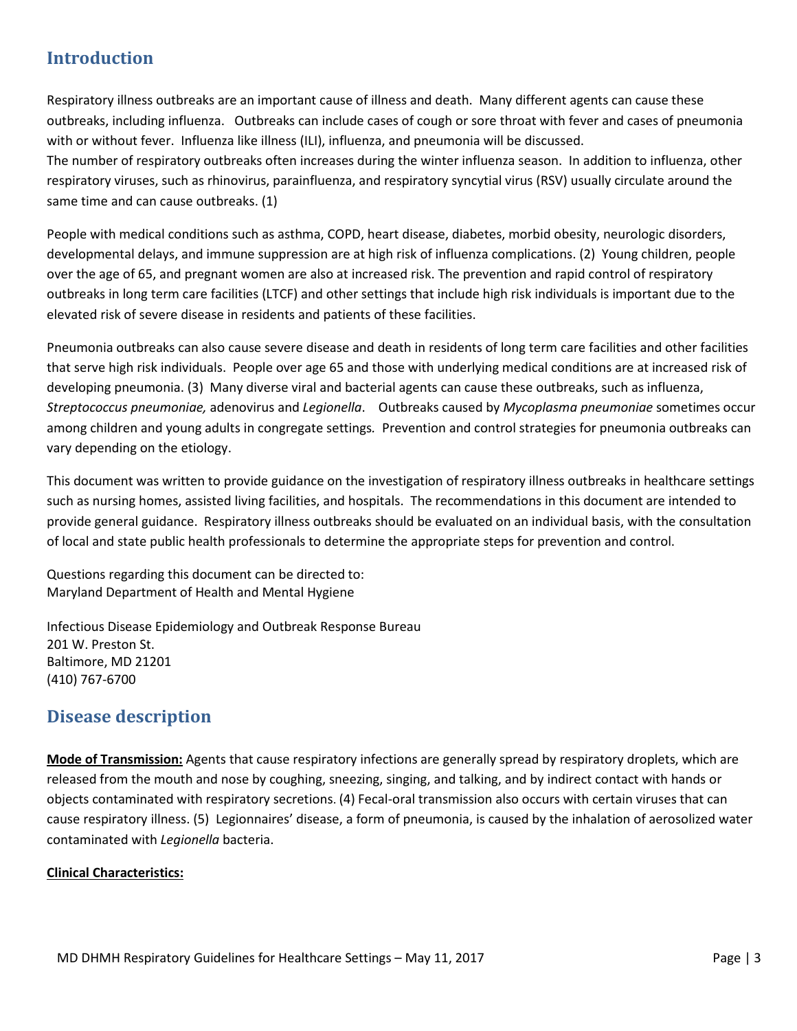## Introduction

Respiratory illness outbreaks are an important cause of illness and death. Many different agents can cause these outbreaks, including influenza. Outbreaks can include cases of cough or sore throat with fever and cases of pneumonia with or without fever. Influenza like illness (ILI), influenza, and pneumonia will be discussed.
The number of respiratory outbreaks often increases during the winter influenza season. In addition to influenza, other respiratory viruses, such as rhinovirus, parainfluenza, and respiratory syncytial virus (RSV) usually circulate around the same time and can cause outbreaks. (1)

People with medical conditions such as asthma, COPD, heart disease, diabetes, morbid obesity, neurologic disorders, developmental delays, and immune suppression are at high risk of influenza complications. (2) Young children, people over the age of 65, and pregnant women are also at increased risk. The prevention and rapid control of respiratory outbreaks in long term care facilities (LTCF) and other settings that include high risk individuals is important due to the elevated risk of severe disease in residents and patients of these facilities.

Pneumonia outbreaks can also cause severe disease and death in residents of long term care facilities and other facilities that serve high risk individuals. People over age 65 and those with underlying medical conditions are at increased risk of developing pneumonia. (3) Many diverse viral and bacterial agents can cause these outbreaks, such as influenza, *Streptococcus pneumoniae,* adenovirus and *Legionella*. Outbreaks caused by *Mycoplasma pneumoniae* sometimes occur among children and young adults in congregate settings. Prevention and control strategies for pneumonia outbreaks can vary depending on the etiology.

This document was written to provide guidance on the investigation of respiratory illness outbreaks in healthcare settings such as nursing homes, assisted living facilities, and hospitals. The recommendations in this document are intended to provide general guidance. Respiratory illness outbreaks should be evaluated on an individual basis, with the consultation of local and state public health professionals to determine the appropriate steps for prevention and control.

Questions regarding this document can be directed to:
Maryland Department of Health and Mental Hygiene

Infectious Disease Epidemiology and Outbreak Response Bureau
201 W. Preston St.
Baltimore, MD 21201
(410) 767-6700

## Disease description

**Mode of Transmission:** Agents that cause respiratory infections are generally spread by respiratory droplets, which are released from the mouth and nose by coughing, sneezing, singing, and talking, and by indirect contact with hands or objects contaminated with respiratory secretions. (4) Fecal-oral transmission also occurs with certain viruses that can cause respiratory illness. (5) Legionnaires' disease, a form of pneumonia, is caused by the inhalation of aerosolized water contaminated with *Legionella* bacteria.

**Clinical Characteristics:**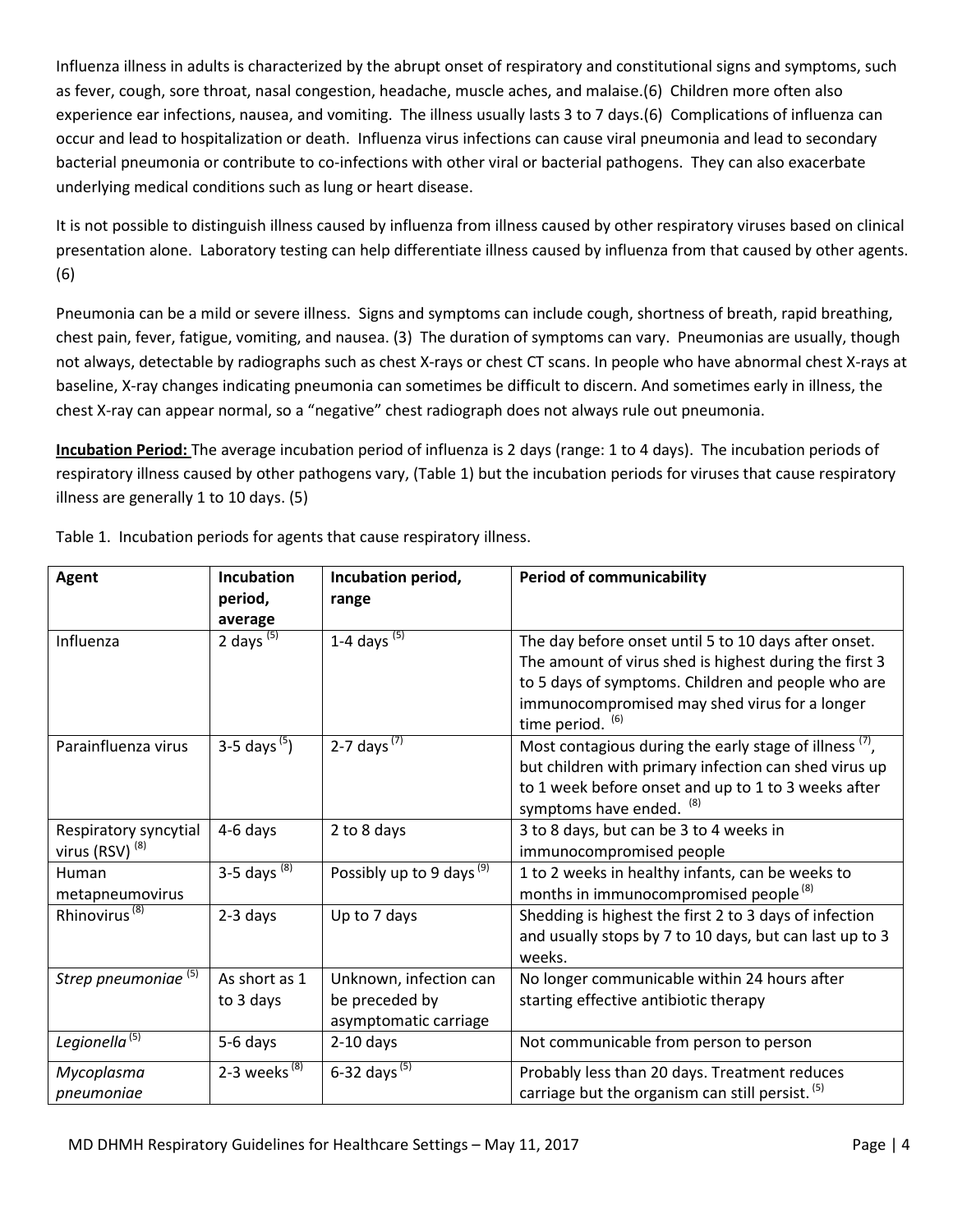Influenza illness in adults is characterized by the abrupt onset of respiratory and constitutional signs and symptoms, such as fever, cough, sore throat, nasal congestion, headache, muscle aches, and malaise.(6) Children more often also experience ear infections, nausea, and vomiting. The illness usually lasts 3 to 7 days.(6) Complications of influenza can occur and lead to hospitalization or death. Influenza virus infections can cause viral pneumonia and lead to secondary bacterial pneumonia or contribute to co-infections with other viral or bacterial pathogens. They can also exacerbate underlying medical conditions such as lung or heart disease.

It is not possible to distinguish illness caused by influenza from illness caused by other respiratory viruses based on clinical presentation alone. Laboratory testing can help differentiate illness caused by influenza from that caused by other agents. (6)

Pneumonia can be a mild or severe illness. Signs and symptoms can include cough, shortness of breath, rapid breathing, chest pain, fever, fatigue, vomiting, and nausea. (3) The duration of symptoms can vary. Pneumonias are usually, though not always, detectable by radiographs such as chest X-rays or chest CT scans. In people who have abnormal chest X-rays at baseline, X-ray changes indicating pneumonia can sometimes be difficult to discern. And sometimes early in illness, the chest X-ray can appear normal, so a "negative" chest radiograph does not always rule out pneumonia.

**Incubation Period:** The average incubation period of influenza is 2 days (range: 1 to 4 days). The incubation periods of respiratory illness caused by other pathogens vary, (Table 1) but the incubation periods for viruses that cause respiratory illness are generally 1 to 10 days. (5)

Table 1. Incubation periods for agents that cause respiratory illness.

| Agent | Incubation period, average | Incubation period, range | Period of communicability |
|---|---|---|---|
| Influenza | 2 days [5] | 1-4 days [5] | The day before onset until 5 to 10 days after onset. The amount of virus shed is highest during the first 3 to 5 days of symptoms. Children and people who are immunocompromised may shed virus for a longer time period. [6] |
| Parainfluenza virus | 3-5 days [5]) | 2-7 days [7] | Most contagious during the early stage of illness [7], but children with primary infection can shed virus up to 1 week before onset and up to 1 to 3 weeks after symptoms have ended. [8] |
| Respiratory syncytial virus (RSV) [8] | 4-6 days | 2 to 8 days | 3 to 8 days, but can be 3 to 4 weeks in immunocompromised people |
| Human metapneumovirus | 3-5 days [8] | Possibly up to 9 days [9] | 1 to 2 weeks in healthy infants, can be weeks to months in immunocompromised people [8] |
| Rhinovirus [8] | 2-3 days | Up to 7 days | Shedding is highest the first 2 to 3 days of infection and usually stops by 7 to 10 days, but can last up to 3 weeks. |
| *Strep pneumoniae* [5] | As short as 1 to 3 days | Unknown, infection can be preceded by asymptomatic carriage | No longer communicable within 24 hours after starting effective antibiotic therapy |
| *Legionella* [5] | 5-6 days | 2-10 days | Not communicable from person to person |
| *Mycoplasma pneumoniae* | 2-3 weeks [8] | 6-32 days [5] | Probably less than 20 days. Treatment reduces carriage but the organism can still persist. [5] |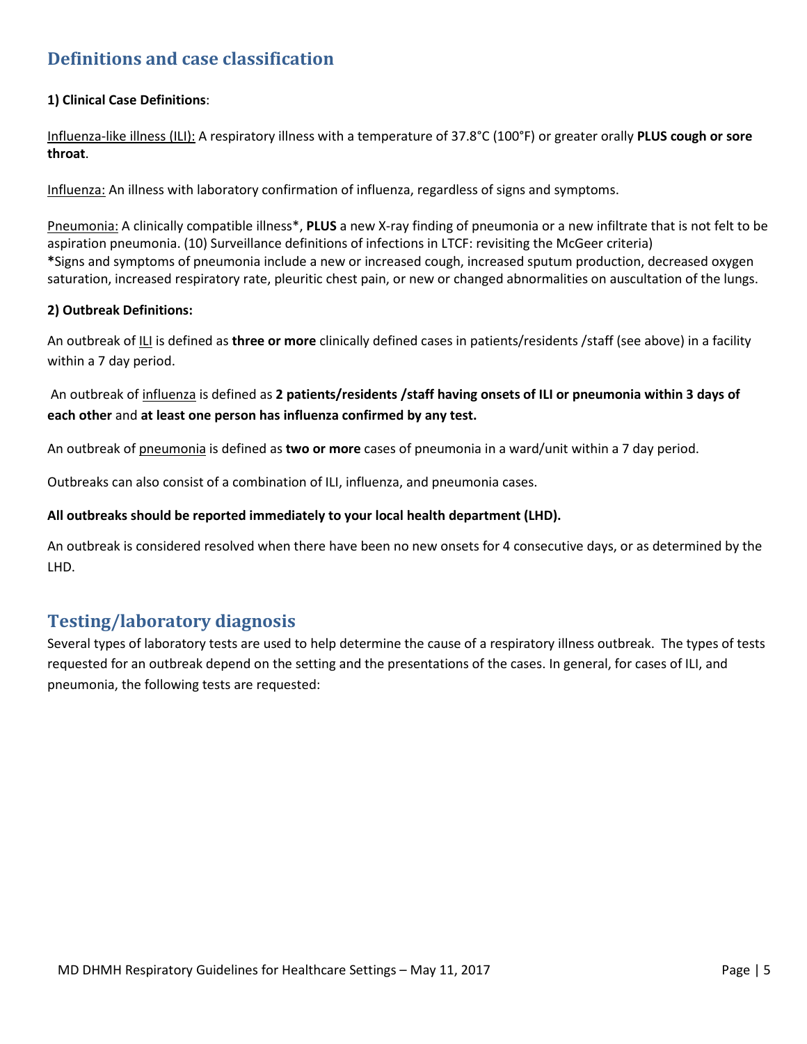## Definitions and case classification

**1) Clinical Case Definitions**:

Influenza-like illness (ILI): A respiratory illness with a temperature of 37.8°C (100°F) or greater orally **PLUS cough or sore throat**.

Influenza: An illness with laboratory confirmation of influenza, regardless of signs and symptoms.

Pneumonia: A clinically compatible illness*, **PLUS** a new X-ray finding of pneumonia or a new infiltrate that is not felt to be aspiration pneumonia. (10) Surveillance definitions of infections in LTCF: revisiting the McGeer criteria)
***Signs and symptoms of pneumonia include a new or increased cough, increased sputum production, decreased oxygen saturation, increased respiratory rate, pleuritic chest pain, or new or changed abnormalities on auscultation of the lungs.

**2) Outbreak Definitions:**

An outbreak of ILI is defined as **three or more** clinically defined cases in patients/residents /staff (see above) in a facility within a 7 day period.

An outbreak of influenza is defined as **2 patients/residents /staff having onsets of ILI or pneumonia within 3 days of each other** and **at least one person has influenza confirmed by any test.**

An outbreak of pneumonia is defined as **two or more** cases of pneumonia in a ward/unit within a 7 day period.

Outbreaks can also consist of a combination of ILI, influenza, and pneumonia cases.

**All outbreaks should be reported immediately to your local health department (LHD).**

An outbreak is considered resolved when there have been no new onsets for 4 consecutive days, or as determined by the LHD.

## Testing/laboratory diagnosis

Several types of laboratory tests are used to help determine the cause of a respiratory illness outbreak. The types of tests requested for an outbreak depend on the setting and the presentations of the cases. In general, for cases of ILI, and pneumonia, the following tests are requested: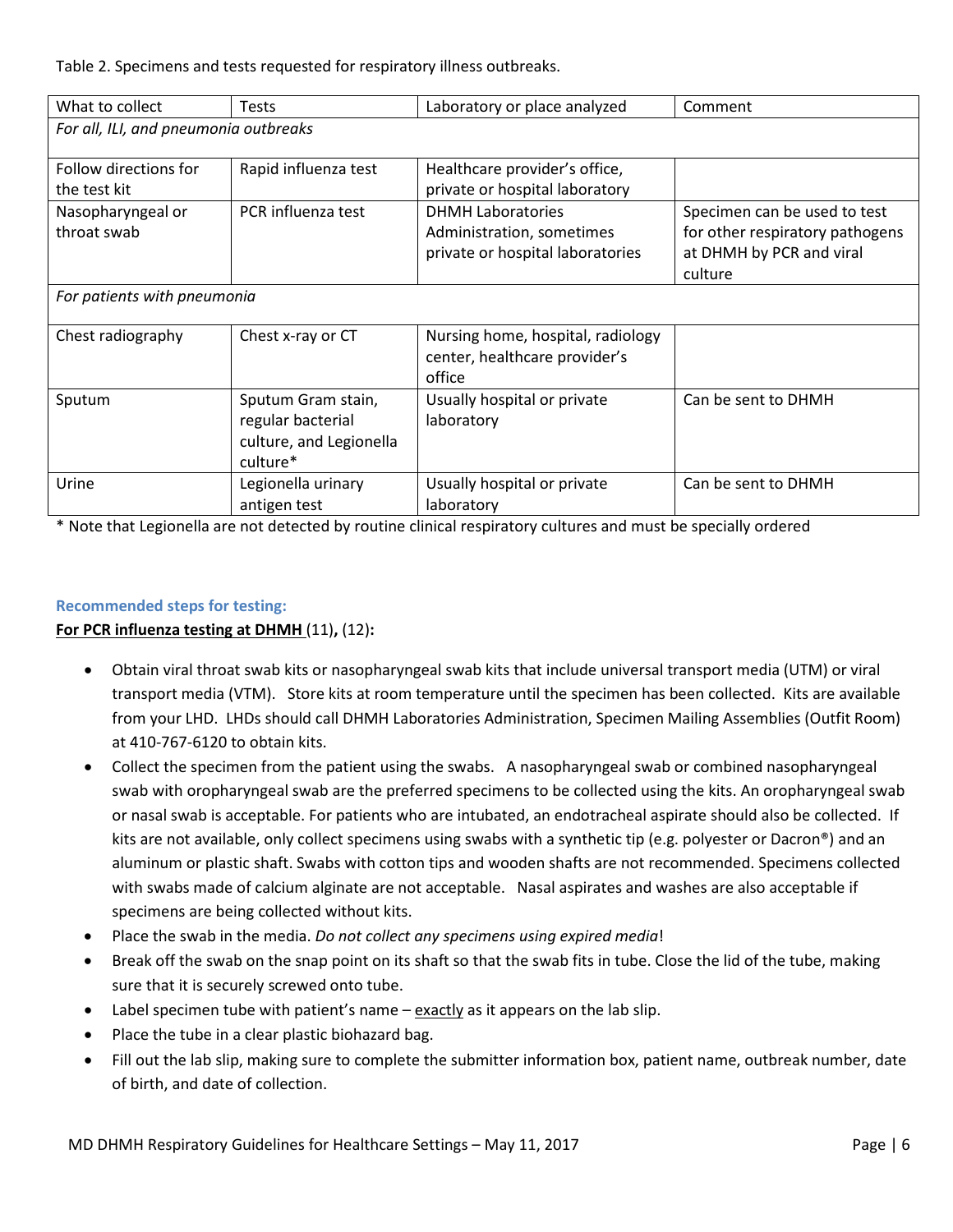Table 2. Specimens and tests requested for respiratory illness outbreaks.

| What to collect | Tests | Laboratory or place analyzed | Comment |
| --- | --- | --- | --- |
| *For all, ILI, and pneumonia outbreaks* | | | |
| Follow directions for the test kit | Rapid influenza test | Healthcare provider's office, private or hospital laboratory | |
| Nasopharyngeal or throat swab | PCR influenza test | DHMH Laboratories Administration, sometimes private or hospital laboratories | Specimen can be used to test for other respiratory pathogens at DHMH by PCR and viral culture |
| *For patients with pneumonia* | | | |
| Chest radiography | Chest x-ray or CT | Nursing home, hospital, radiology center, healthcare provider's office | |
| Sputum | Sputum Gram stain, regular bacterial culture, and Legionella culture* | Usually hospital or private laboratory | Can be sent to DHMH |
| Urine | Legionella urinary antigen test | Usually hospital or private laboratory | Can be sent to DHMH |

* Note that Legionella are not detected by routine clinical respiratory cultures and must be specially ordered

### Recommended steps for testing:

**For PCR influenza testing at DHMH** (11)**,** (12)**:**

- Obtain viral throat swab kits or nasopharyngeal swab kits that include universal transport media (UTM) or viral transport media (VTM). Store kits at room temperature until the specimen has been collected. Kits are available from your LHD. LHDs should call DHMH Laboratories Administration, Specimen Mailing Assemblies (Outfit Room) at 410-767-6120 to obtain kits.
- Collect the specimen from the patient using the swabs. A nasopharyngeal swab or combined nasopharyngeal swab with oropharyngeal swab are the preferred specimens to be collected using the kits. An oropharyngeal swab or nasal swab is acceptable. For patients who are intubated, an endotracheal aspirate should also be collected. If kits are not available, only collect specimens using swabs with a synthetic tip (e.g. polyester or Dacron®) and an aluminum or plastic shaft. Swabs with cotton tips and wooden shafts are not recommended. Specimens collected with swabs made of calcium alginate are not acceptable. Nasal aspirates and washes are also acceptable if specimens are being collected without kits.
- Place the swab in the media. *Do not collect any specimens using expired media*!
- Break off the swab on the snap point on its shaft so that the swab fits in tube. Close the lid of the tube, making sure that it is securely screwed onto tube.
- Label specimen tube with patient's name – exactly as it appears on the lab slip.
- Place the tube in a clear plastic biohazard bag.
- Fill out the lab slip, making sure to complete the submitter information box, patient name, outbreak number, date of birth, and date of collection.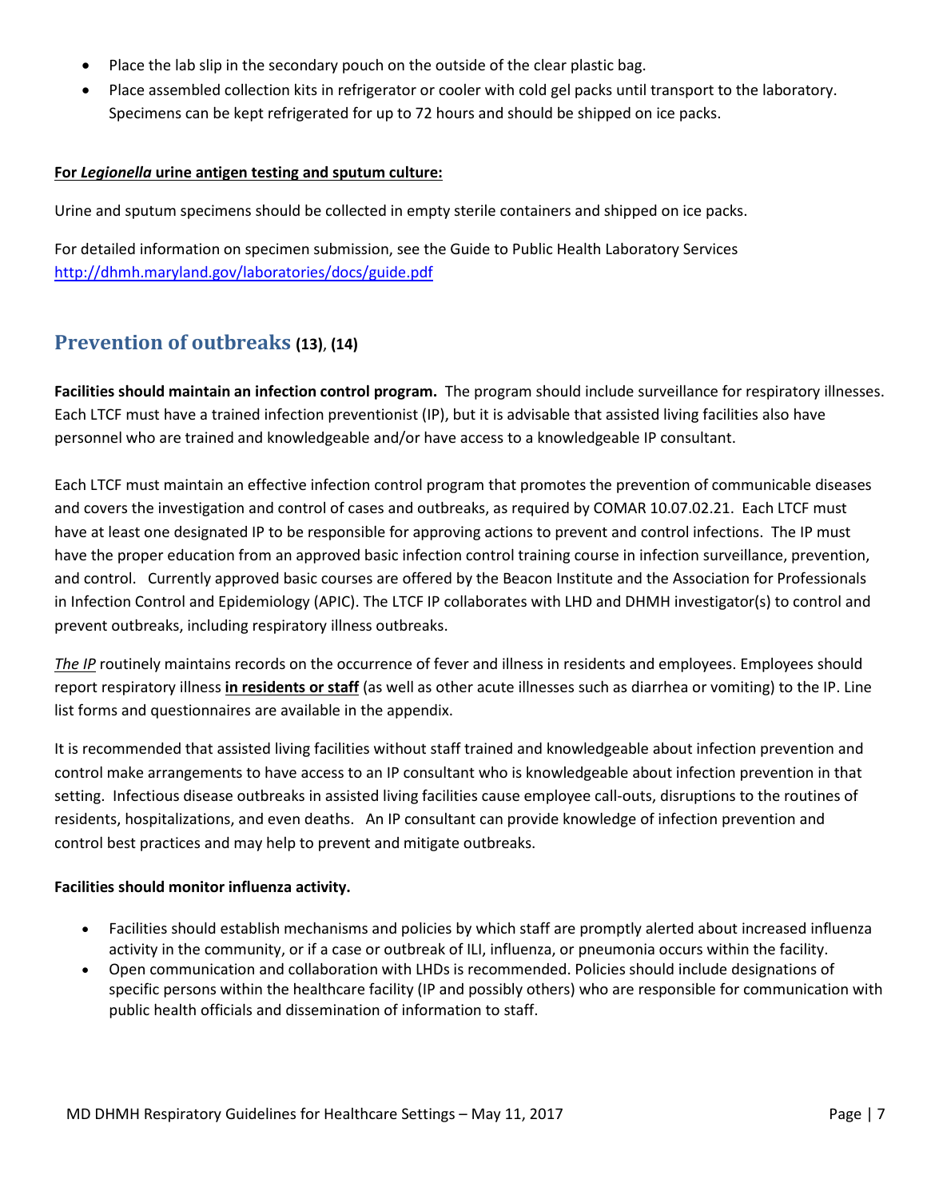- Place the lab slip in the secondary pouch on the outside of the clear plastic bag.
- Place assembled collection kits in refrigerator or cooler with cold gel packs until transport to the laboratory. Specimens can be kept refrigerated for up to 72 hours and should be shipped on ice packs.

**For *Legionella* urine antigen testing and sputum culture:**

Urine and sputum specimens should be collected in empty sterile containers and shipped on ice packs.

For detailed information on specimen submission, see the Guide to Public Health Laboratory Services http://dhmh.maryland.gov/laboratories/docs/guide.pdf

## Prevention of outbreaks (13), (14)

**Facilities should maintain an infection control program.** The program should include surveillance for respiratory illnesses. Each LTCF must have a trained infection preventionist (IP), but it is advisable that assisted living facilities also have personnel who are trained and knowledgeable and/or have access to a knowledgeable IP consultant.

Each LTCF must maintain an effective infection control program that promotes the prevention of communicable diseases and covers the investigation and control of cases and outbreaks, as required by COMAR 10.07.02.21. Each LTCF must have at least one designated IP to be responsible for approving actions to prevent and control infections. The IP must have the proper education from an approved basic infection control training course in infection surveillance, prevention, and control. Currently approved basic courses are offered by the Beacon Institute and the Association for Professionals in Infection Control and Epidemiology (APIC). The LTCF IP collaborates with LHD and DHMH investigator(s) to control and prevent outbreaks, including respiratory illness outbreaks.

*The IP* routinely maintains records on the occurrence of fever and illness in residents and employees. Employees should report respiratory illness **in residents or staff** (as well as other acute illnesses such as diarrhea or vomiting) to the IP. Line list forms and questionnaires are available in the appendix.

It is recommended that assisted living facilities without staff trained and knowledgeable about infection prevention and control make arrangements to have access to an IP consultant who is knowledgeable about infection prevention in that setting. Infectious disease outbreaks in assisted living facilities cause employee call-outs, disruptions to the routines of residents, hospitalizations, and even deaths. An IP consultant can provide knowledge of infection prevention and control best practices and may help to prevent and mitigate outbreaks.

**Facilities should monitor influenza activity.**

- Facilities should establish mechanisms and policies by which staff are promptly alerted about increased influenza activity in the community, or if a case or outbreak of ILI, influenza, or pneumonia occurs within the facility.
- Open communication and collaboration with LHDs is recommended. Policies should include designations of specific persons within the healthcare facility (IP and possibly others) who are responsible for communication with public health officials and dissemination of information to staff.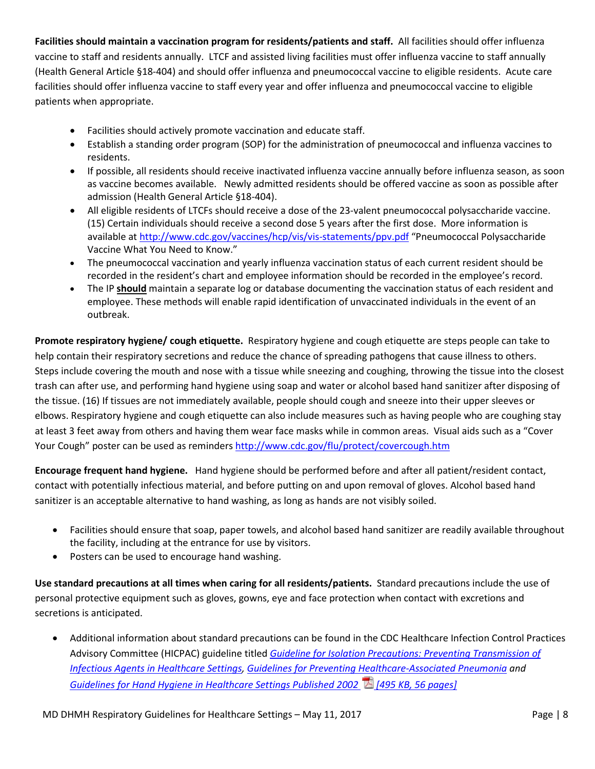**Facilities should maintain a vaccination program for residents/patients and staff.** All facilities should offer influenza vaccine to staff and residents annually. LTCF and assisted living facilities must offer influenza vaccine to staff annually (Health General Article §18-404) and should offer influenza and pneumococcal vaccine to eligible residents. Acute care facilities should offer influenza vaccine to staff every year and offer influenza and pneumococcal vaccine to eligible patients when appropriate.

- Facilities should actively promote vaccination and educate staff.
- Establish a standing order program (SOP) for the administration of pneumococcal and influenza vaccines to residents.
- If possible, all residents should receive inactivated influenza vaccine annually before influenza season, as soon as vaccine becomes available. Newly admitted residents should be offered vaccine as soon as possible after admission (Health General Article §18-404).
- All eligible residents of LTCFs should receive a dose of the 23-valent pneumococcal polysaccharide vaccine. (15) Certain individuals should receive a second dose 5 years after the first dose. More information is available at http://www.cdc.gov/vaccines/hcp/vis/vis-statements/ppv.pdf "Pneumococcal Polysaccharide Vaccine What You Need to Know."
- The pneumococcal vaccination and yearly influenza vaccination status of each current resident should be recorded in the resident's chart and employee information should be recorded in the employee's record.
- The IP **should** maintain a separate log or database documenting the vaccination status of each resident and employee. These methods will enable rapid identification of unvaccinated individuals in the event of an outbreak.

**Promote respiratory hygiene/ cough etiquette.** Respiratory hygiene and cough etiquette are steps people can take to help contain their respiratory secretions and reduce the chance of spreading pathogens that cause illness to others. Steps include covering the mouth and nose with a tissue while sneezing and coughing, throwing the tissue into the closest trash can after use, and performing hand hygiene using soap and water or alcohol based hand sanitizer after disposing of the tissue. (16) If tissues are not immediately available, people should cough and sneeze into their upper sleeves or elbows. Respiratory hygiene and cough etiquette can also include measures such as having people who are coughing stay at least 3 feet away from others and having them wear face masks while in common areas. Visual aids such as a "Cover Your Cough" poster can be used as reminders http://www.cdc.gov/flu/protect/covercough.htm

**Encourage frequent hand hygiene.** Hand hygiene should be performed before and after all patient/resident contact, contact with potentially infectious material, and before putting on and upon removal of gloves. Alcohol based hand sanitizer is an acceptable alternative to hand washing, as long as hands are not visibly soiled.

- Facilities should ensure that soap, paper towels, and alcohol based hand sanitizer are readily available throughout the facility, including at the entrance for use by visitors.
- Posters can be used to encourage hand washing.

**Use standard precautions at all times when caring for all residents/patients.** Standard precautions include the use of personal protective equipment such as gloves, gowns, eye and face protection when contact with excretions and secretions is anticipated.

- Additional information about standard precautions can be found in the CDC Healthcare Infection Control Practices Advisory Committee (HICPAC) guideline titled *Guideline for Isolation Precautions: Preventing Transmission of Infectious Agents in Healthcare Settings*, *Guidelines for Preventing Healthcare-Associated Pneumonia* and *Guidelines for Hand Hygiene in Healthcare Settings Published 2002 [495 KB, 56 pages]*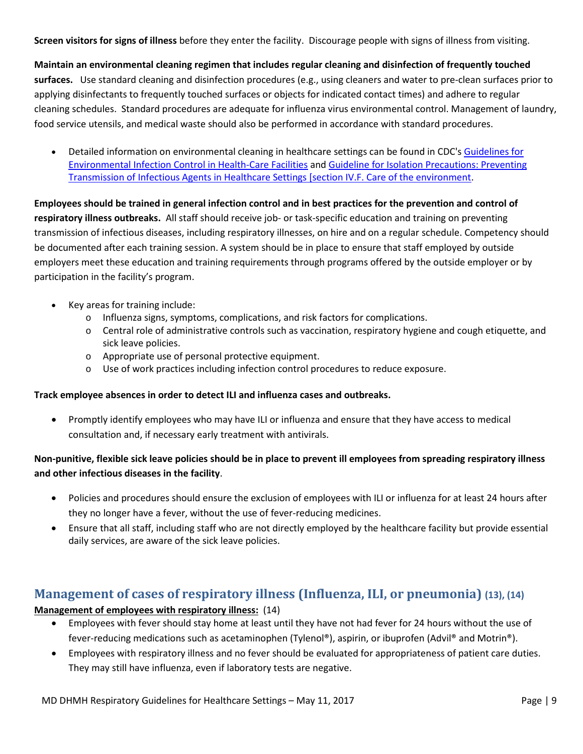**Screen visitors for signs of illness** before they enter the facility. Discourage people with signs of illness from visiting.

**Maintain an environmental cleaning regimen that includes regular cleaning and disinfection of frequently touched surfaces.** Use standard cleaning and disinfection procedures (e.g., using cleaners and water to pre-clean surfaces prior to applying disinfectants to frequently touched surfaces or objects for indicated contact times) and adhere to regular cleaning schedules. Standard procedures are adequate for influenza virus environmental control. Management of laundry, food service utensils, and medical waste should also be performed in accordance with standard procedures.

- Detailed information on environmental cleaning in healthcare settings can be found in CDC's Guidelines for Environmental Infection Control in Health-Care Facilities and Guideline for Isolation Precautions: Preventing Transmission of Infectious Agents in Healthcare Settings [section IV.F. Care of the environment.

**Employees should be trained in general infection control and in best practices for the prevention and control of respiratory illness outbreaks.** All staff should receive job- or task-specific education and training on preventing transmission of infectious diseases, including respiratory illnesses, on hire and on a regular schedule. Competency should be documented after each training session. A system should be in place to ensure that staff employed by outside employers meet these education and training requirements through programs offered by the outside employer or by participation in the facility's program.

- Key areas for training include:
  - Influenza signs, symptoms, complications, and risk factors for complications.
  - Central role of administrative controls such as vaccination, respiratory hygiene and cough etiquette, and sick leave policies.
  - Appropriate use of personal protective equipment.
  - Use of work practices including infection control procedures to reduce exposure.

**Track employee absences in order to detect ILI and influenza cases and outbreaks.**

- Promptly identify employees who may have ILI or influenza and ensure that they have access to medical consultation and, if necessary early treatment with antivirals.

**Non-punitive, flexible sick leave policies should be in place to prevent ill employees from spreading respiratory illness and other infectious diseases in the facility**.

- Policies and procedures should ensure the exclusion of employees with ILI or influenza for at least 24 hours after they no longer have a fever, without the use of fever-reducing medicines.
- Ensure that all staff, including staff who are not directly employed by the healthcare facility but provide essential daily services, are aware of the sick leave policies.

## Management of cases of respiratory illness (Influenza, ILI, or pneumonia) (13), (14)

**Management of employees with respiratory illness:** (14)

- Employees with fever should stay home at least until they have not had fever for 24 hours without the use of fever-reducing medications such as acetaminophen (Tylenol®), aspirin, or ibuprofen (Advil® and Motrin®).
- Employees with respiratory illness and no fever should be evaluated for appropriateness of patient care duties. They may still have influenza, even if laboratory tests are negative.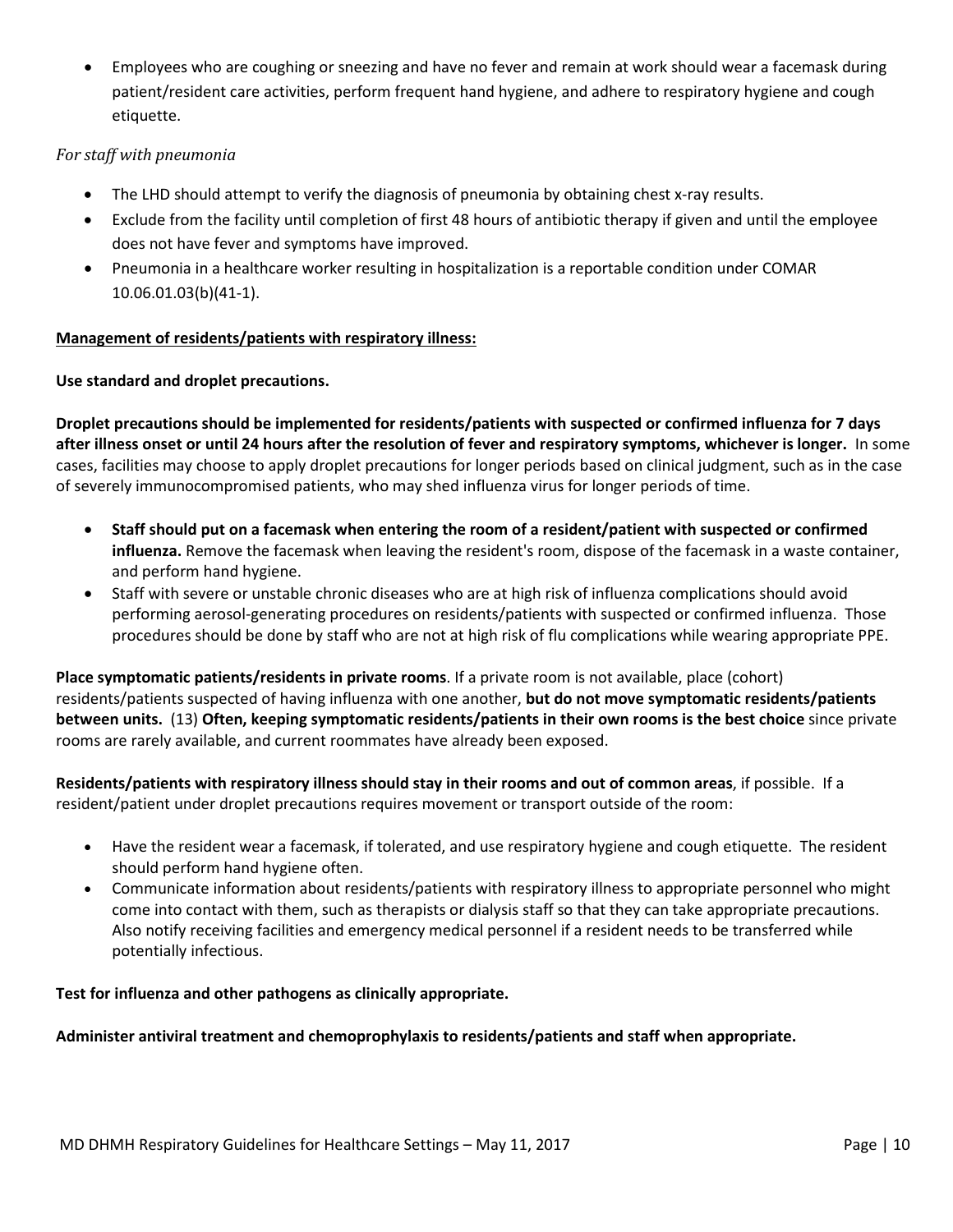- Employees who are coughing or sneezing and have no fever and remain at work should wear a facemask during patient/resident care activities, perform frequent hand hygiene, and adhere to respiratory hygiene and cough etiquette.

*For staff with pneumonia*

- The LHD should attempt to verify the diagnosis of pneumonia by obtaining chest x-ray results.
- Exclude from the facility until completion of first 48 hours of antibiotic therapy if given and until the employee does not have fever and symptoms have improved.
- Pneumonia in a healthcare worker resulting in hospitalization is a reportable condition under COMAR 10.06.01.03(b)(41-1).

**Management of residents/patients with respiratory illness:**

**Use standard and droplet precautions.**

**Droplet precautions should be implemented for residents/patients with suspected or confirmed influenza for 7 days after illness onset or until 24 hours after the resolution of fever and respiratory symptoms, whichever is longer.** In some cases, facilities may choose to apply droplet precautions for longer periods based on clinical judgment, such as in the case of severely immunocompromised patients, who may shed influenza virus for longer periods of time.

- **Staff should put on a facemask when entering the room of a resident/patient with suspected or confirmed influenza.** Remove the facemask when leaving the resident's room, dispose of the facemask in a waste container, and perform hand hygiene.
- Staff with severe or unstable chronic diseases who are at high risk of influenza complications should avoid performing aerosol-generating procedures on residents/patients with suspected or confirmed influenza. Those procedures should be done by staff who are not at high risk of flu complications while wearing appropriate PPE.

**Place symptomatic patients/residents in private rooms**. If a private room is not available, place (cohort) residents/patients suspected of having influenza with one another, **but do not move symptomatic residents/patients between units.** (13) **Often, keeping symptomatic residents/patients in their own rooms is the best choice** since private rooms are rarely available, and current roommates have already been exposed.

**Residents/patients with respiratory illness should stay in their rooms and out of common areas**, if possible. If a resident/patient under droplet precautions requires movement or transport outside of the room:

- Have the resident wear a facemask, if tolerated, and use respiratory hygiene and cough etiquette. The resident should perform hand hygiene often.
- Communicate information about residents/patients with respiratory illness to appropriate personnel who might come into contact with them, such as therapists or dialysis staff so that they can take appropriate precautions. Also notify receiving facilities and emergency medical personnel if a resident needs to be transferred while potentially infectious.

**Test for influenza and other pathogens as clinically appropriate.**

**Administer antiviral treatment and chemoprophylaxis to residents/patients and staff when appropriate.**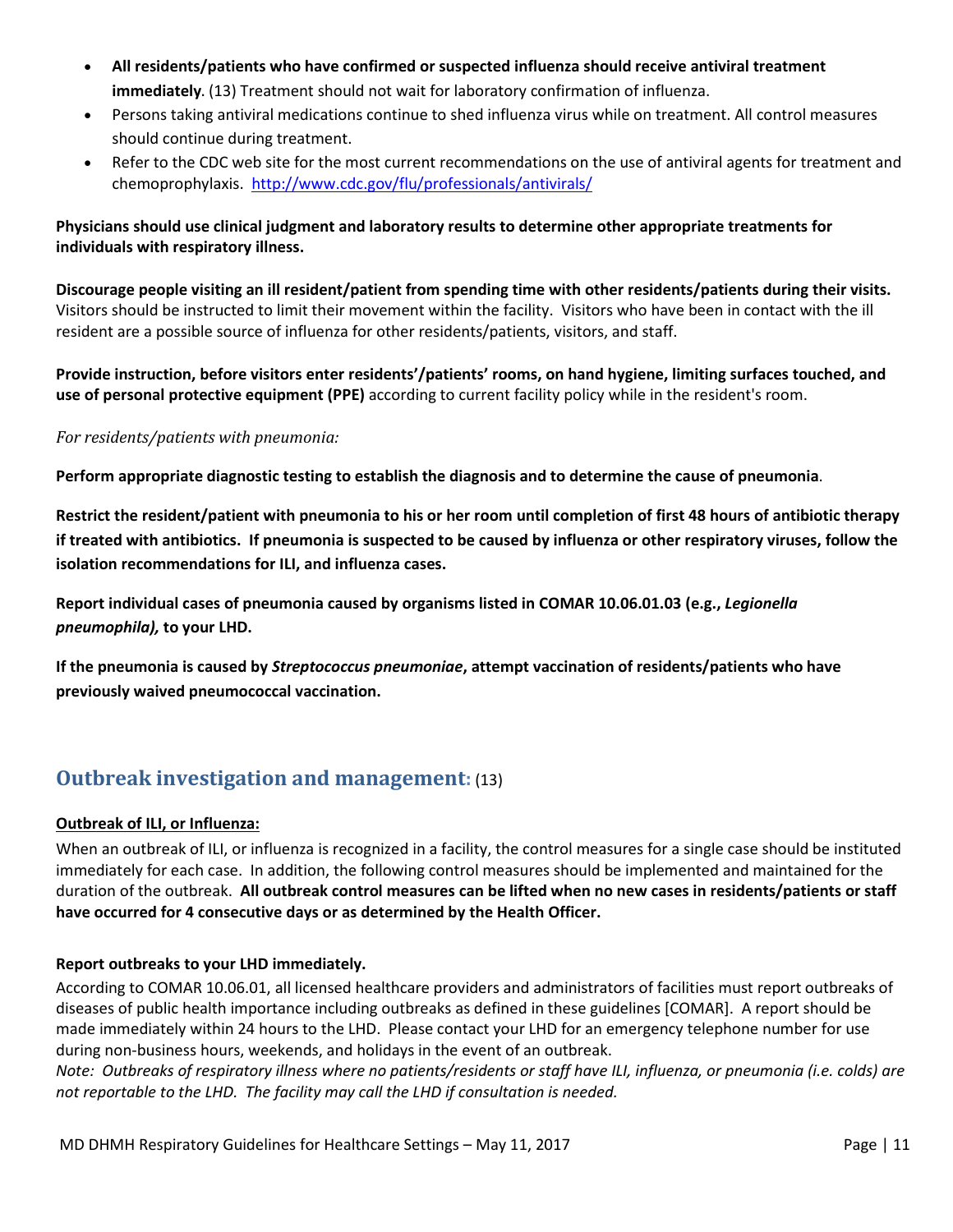- **All residents/patients who have confirmed or suspected influenza should receive antiviral treatment immediately**. (13) Treatment should not wait for laboratory confirmation of influenza.
- Persons taking antiviral medications continue to shed influenza virus while on treatment. All control measures should continue during treatment.
- Refer to the CDC web site for the most current recommendations on the use of antiviral agents for treatment and chemoprophylaxis. http://www.cdc.gov/flu/professionals/antivirals/

**Physicians should use clinical judgment and laboratory results to determine other appropriate treatments for individuals with respiratory illness.**

**Discourage people visiting an ill resident/patient from spending time with other residents/patients during their visits.** Visitors should be instructed to limit their movement within the facility. Visitors who have been in contact with the ill resident are a possible source of influenza for other residents/patients, visitors, and staff.

**Provide instruction, before visitors enter residents'/patients' rooms, on hand hygiene, limiting surfaces touched, and use of personal protective equipment (PPE)** according to current facility policy while in the resident's room.

*For residents/patients with pneumonia:*

**Perform appropriate diagnostic testing to establish the diagnosis and to determine the cause of pneumonia**.

**Restrict the resident/patient with pneumonia to his or her room until completion of first 48 hours of antibiotic therapy if treated with antibiotics. If pneumonia is suspected to be caused by influenza or other respiratory viruses, follow the isolation recommendations for ILI, and influenza cases.**

**Report individual cases of pneumonia caused by organisms listed in COMAR 10.06.01.03 (e.g., *Legionella pneumophila),* to your LHD.**

**If the pneumonia is caused by *Streptococcus pneumoniae*, attempt vaccination of residents/patients who have previously waived pneumococcal vaccination.**

## Outbreak investigation and management: (13)

**<u>Outbreak of ILI, or Influenza:</u>**

When an outbreak of ILI, or influenza is recognized in a facility, the control measures for a single case should be instituted immediately for each case. In addition, the following control measures should be implemented and maintained for the duration of the outbreak. **All outbreak control measures can be lifted when no new cases in residents/patients or staff have occurred for 4 consecutive days or as determined by the Health Officer.**

**Report outbreaks to your LHD immediately.**

According to COMAR 10.06.01, all licensed healthcare providers and administrators of facilities must report outbreaks of diseases of public health importance including outbreaks as defined in these guidelines [COMAR]. A report should be made immediately within 24 hours to the LHD. Please contact your LHD for an emergency telephone number for use during non-business hours, weekends, and holidays in the event of an outbreak.

*Note: Outbreaks of respiratory illness where no patients/residents or staff have ILI, influenza, or pneumonia (i.e. colds) are not reportable to the LHD. The facility may call the LHD if consultation is needed.*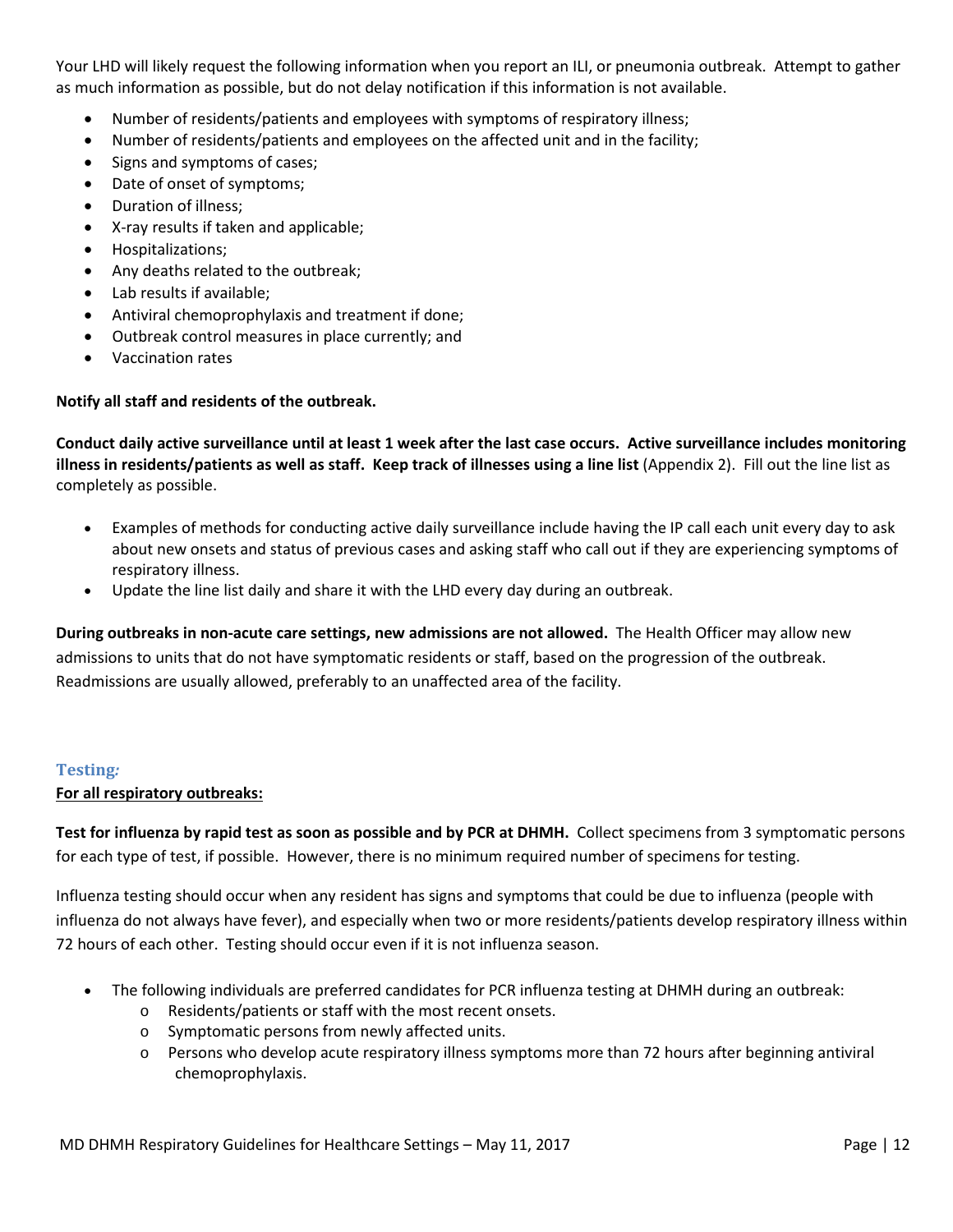Your LHD will likely request the following information when you report an ILI, or pneumonia outbreak. Attempt to gather as much information as possible, but do not delay notification if this information is not available.

- Number of residents/patients and employees with symptoms of respiratory illness;
- Number of residents/patients and employees on the affected unit and in the facility;
- Signs and symptoms of cases;
- Date of onset of symptoms;
- Duration of illness;
- X-ray results if taken and applicable;
- Hospitalizations;
- Any deaths related to the outbreak;
- Lab results if available;
- Antiviral chemoprophylaxis and treatment if done;
- Outbreak control measures in place currently; and
- Vaccination rates

**Notify all staff and residents of the outbreak.**

**Conduct daily active surveillance until at least 1 week after the last case occurs. Active surveillance includes monitoring illness in residents/patients as well as staff. Keep track of illnesses using a line list** (Appendix 2). Fill out the line list as completely as possible.

- Examples of methods for conducting active daily surveillance include having the IP call each unit every day to ask about new onsets and status of previous cases and asking staff who call out if they are experiencing symptoms of respiratory illness.
- Update the line list daily and share it with the LHD every day during an outbreak.

**During outbreaks in non-acute care settings, new admissions are not allowed.** The Health Officer may allow new admissions to units that do not have symptomatic residents or staff, based on the progression of the outbreak. Readmissions are usually allowed, preferably to an unaffected area of the facility.

### Testing:

**For all respiratory outbreaks:**

**Test for influenza by rapid test as soon as possible and by PCR at DHMH.** Collect specimens from 3 symptomatic persons for each type of test, if possible. However, there is no minimum required number of specimens for testing.

Influenza testing should occur when any resident has signs and symptoms that could be due to influenza (people with influenza do not always have fever), and especially when two or more residents/patients develop respiratory illness within 72 hours of each other. Testing should occur even if it is not influenza season.

- The following individuals are preferred candidates for PCR influenza testing at DHMH during an outbreak:
  - Residents/patients or staff with the most recent onsets.
  - Symptomatic persons from newly affected units.
  - Persons who develop acute respiratory illness symptoms more than 72 hours after beginning antiviral chemoprophylaxis.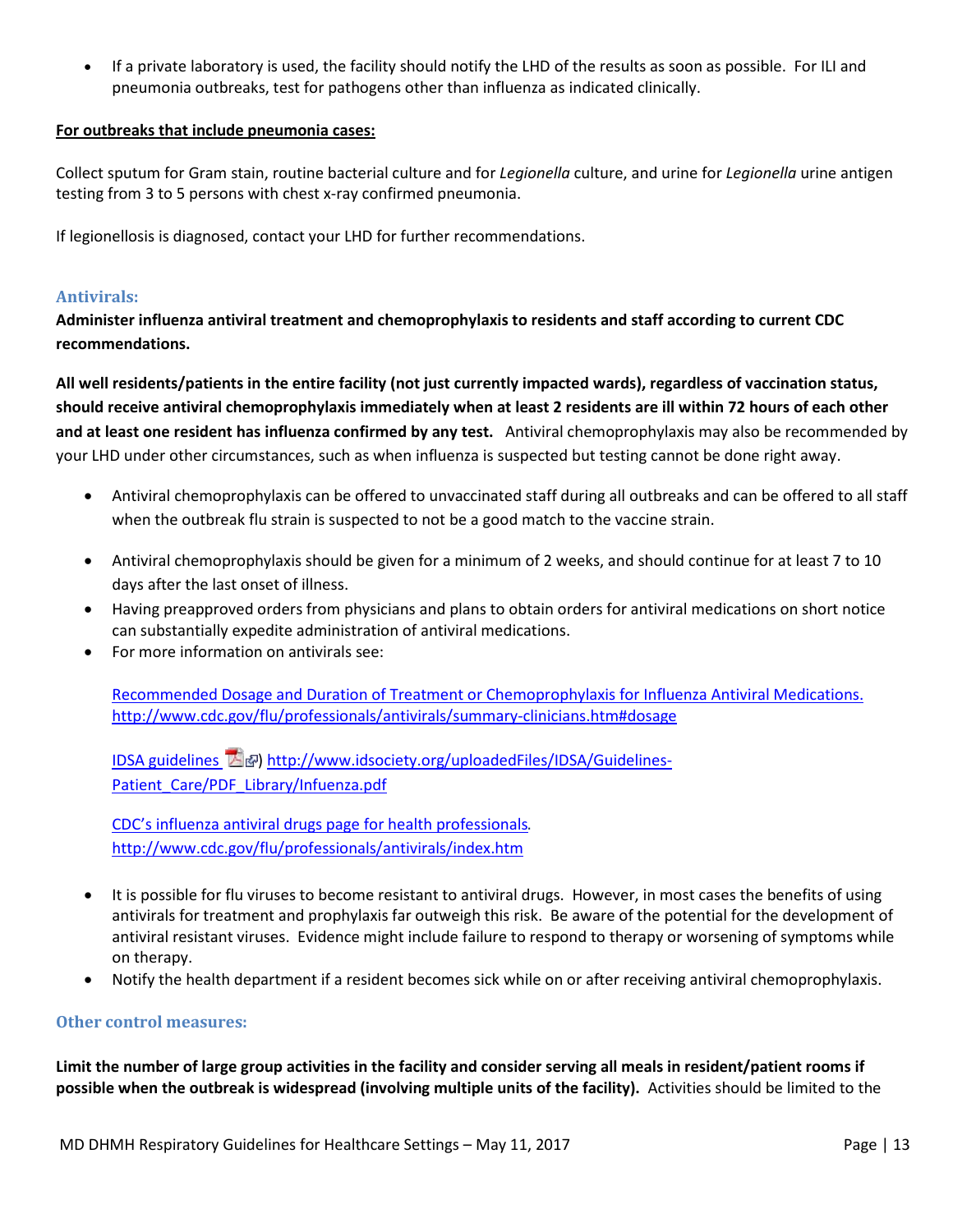- If a private laboratory is used, the facility should notify the LHD of the results as soon as possible. For ILI and pneumonia outbreaks, test for pathogens other than influenza as indicated clinically.

**For outbreaks that include pneumonia cases:**

Collect sputum for Gram stain, routine bacterial culture and for *Legionella* culture, and urine for *Legionella* urine antigen testing from 3 to 5 persons with chest x-ray confirmed pneumonia.

If legionellosis is diagnosed, contact your LHD for further recommendations.

### Antivirals:

**Administer influenza antiviral treatment and chemoprophylaxis to residents and staff according to current CDC recommendations.**

**All well residents/patients in the entire facility (not just currently impacted wards), regardless of vaccination status, should receive antiviral chemoprophylaxis immediately when at least 2 residents are ill within 72 hours of each other and at least one resident has influenza confirmed by any test.** Antiviral chemoprophylaxis may also be recommended by your LHD under other circumstances, such as when influenza is suspected but testing cannot be done right away.

- Antiviral chemoprophylaxis can be offered to unvaccinated staff during all outbreaks and can be offered to all staff when the outbreak flu strain is suspected to not be a good match to the vaccine strain.
- Antiviral chemoprophylaxis should be given for a minimum of 2 weeks, and should continue for at least 7 to 10 days after the last onset of illness.
- Having preapproved orders from physicians and plans to obtain orders for antiviral medications on short notice can substantially expedite administration of antiviral medications.
- For more information on antivirals see:

  Recommended Dosage and Duration of Treatment or Chemoprophylaxis for Influenza Antiviral Medications. http://www.cdc.gov/flu/professionals/antivirals/summary-clinicians.htm#dosage

  IDSA guidelines ) http://www.idsociety.org/uploadedFiles/IDSA/Guidelines-Patient_Care/PDF_Library/Infuenza.pdf

  CDC's influenza antiviral drugs page for health professionals. http://www.cdc.gov/flu/professionals/antivirals/index.htm

- It is possible for flu viruses to become resistant to antiviral drugs. However, in most cases the benefits of using antivirals for treatment and prophylaxis far outweigh this risk. Be aware of the potential for the development of antiviral resistant viruses. Evidence might include failure to respond to therapy or worsening of symptoms while on therapy.
- Notify the health department if a resident becomes sick while on or after receiving antiviral chemoprophylaxis.

### Other control measures:

**Limit the number of large group activities in the facility and consider serving all meals in resident/patient rooms if possible when the outbreak is widespread (involving multiple units of the facility).** Activities should be limited to the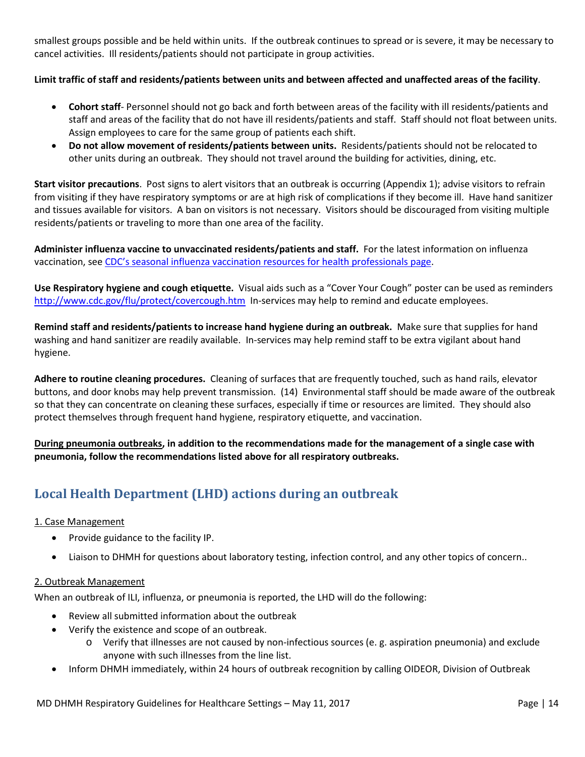smallest groups possible and be held within units. If the outbreak continues to spread or is severe, it may be necessary to cancel activities. Ill residents/patients should not participate in group activities.

**Limit traffic of staff and residents/patients between units and between affected and unaffected areas of the facility**.

- **Cohort staff**- Personnel should not go back and forth between areas of the facility with ill residents/patients and staff and areas of the facility that do not have ill residents/patients and staff. Staff should not float between units. Assign employees to care for the same group of patients each shift.
- **Do not allow movement of residents/patients between units.** Residents/patients should not be relocated to other units during an outbreak. They should not travel around the building for activities, dining, etc.

**Start visitor precautions**. Post signs to alert visitors that an outbreak is occurring (Appendix 1); advise visitors to refrain from visiting if they have respiratory symptoms or are at high risk of complications if they become ill. Have hand sanitizer and tissues available for visitors. A ban on visitors is not necessary. Visitors should be discouraged from visiting multiple residents/patients or traveling to more than one area of the facility.

**Administer influenza vaccine to unvaccinated residents/patients and staff.** For the latest information on influenza vaccination, see CDC's seasonal influenza vaccination resources for health professionals page.

**Use Respiratory hygiene and cough etiquette.** Visual aids such as a "Cover Your Cough" poster can be used as reminders http://www.cdc.gov/flu/protect/covercough.htm In-services may help to remind and educate employees.

**Remind staff and residents/patients to increase hand hygiene during an outbreak.** Make sure that supplies for hand washing and hand sanitizer are readily available. In-services may help remind staff to be extra vigilant about hand hygiene.

**Adhere to routine cleaning procedures.** Cleaning of surfaces that are frequently touched, such as hand rails, elevator buttons, and door knobs may help prevent transmission. (14) Environmental staff should be made aware of the outbreak so that they can concentrate on cleaning these surfaces, especially if time or resources are limited. They should also protect themselves through frequent hand hygiene, respiratory etiquette, and vaccination.

**During pneumonia outbreaks, in addition to the recommendations made for the management of a single case with pneumonia, follow the recommendations listed above for all respiratory outbreaks.**

## Local Health Department (LHD) actions during an outbreak

1. Case Management

- Provide guidance to the facility IP.
- Liaison to DHMH for questions about laboratory testing, infection control, and any other topics of concern..

2. Outbreak Management

When an outbreak of ILI, influenza, or pneumonia is reported, the LHD will do the following:

- Review all submitted information about the outbreak
- Verify the existence and scope of an outbreak.
  - Verify that illnesses are not caused by non-infectious sources (e. g. aspiration pneumonia) and exclude anyone with such illnesses from the line list.
- Inform DHMH immediately, within 24 hours of outbreak recognition by calling OIDEOR, Division of Outbreak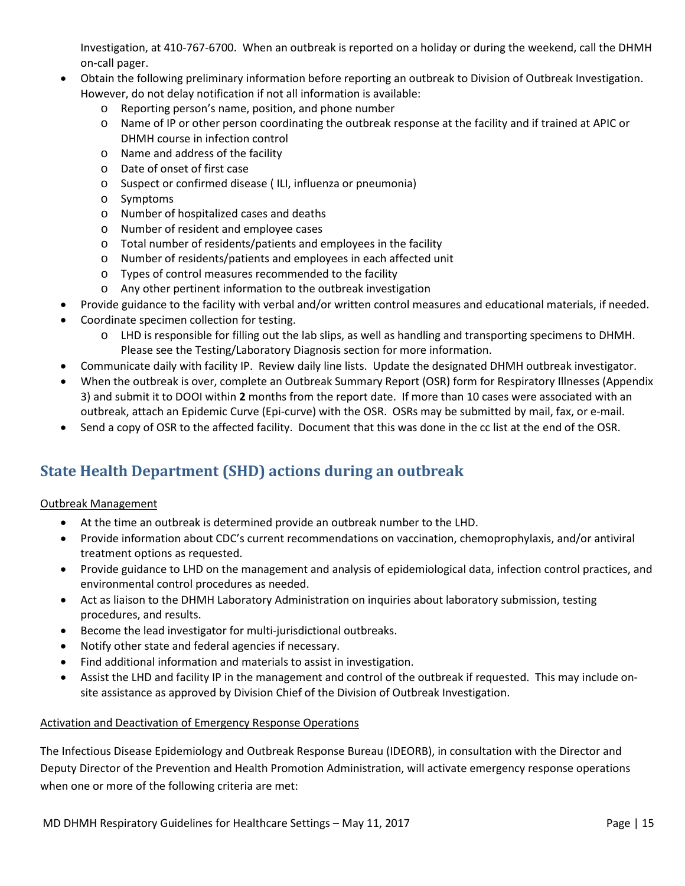Investigation, at 410-767-6700. When an outbreak is reported on a holiday or during the weekend, call the DHMH on-call pager.

- Obtain the following preliminary information before reporting an outbreak to Division of Outbreak Investigation. However, do not delay notification if not all information is available:
    - Reporting person's name, position, and phone number
    - Name of IP or other person coordinating the outbreak response at the facility and if trained at APIC or DHMH course in infection control
    - Name and address of the facility
    - Date of onset of first case
    - Suspect or confirmed disease ( ILI, influenza or pneumonia)
    - Symptoms
    - Number of hospitalized cases and deaths
    - Number of resident and employee cases
    - Total number of residents/patients and employees in the facility
    - Number of residents/patients and employees in each affected unit
    - Types of control measures recommended to the facility
    - Any other pertinent information to the outbreak investigation
- Provide guidance to the facility with verbal and/or written control measures and educational materials, if needed.
- Coordinate specimen collection for testing.
    - LHD is responsible for filling out the lab slips, as well as handling and transporting specimens to DHMH. Please see the Testing/Laboratory Diagnosis section for more information.
- Communicate daily with facility IP. Review daily line lists. Update the designated DHMH outbreak investigator.
- When the outbreak is over, complete an Outbreak Summary Report (OSR) form for Respiratory Illnesses (Appendix 3) and submit it to DOOI within **2** months from the report date. If more than 10 cases were associated with an outbreak, attach an Epidemic Curve (Epi-curve) with the OSR. OSRs may be submitted by mail, fax, or e-mail.
- Send a copy of OSR to the affected facility. Document that this was done in the cc list at the end of the OSR.

## State Health Department (SHD) actions during an outbreak

Outbreak Management

- At the time an outbreak is determined provide an outbreak number to the LHD.
- Provide information about CDC's current recommendations on vaccination, chemoprophylaxis, and/or antiviral treatment options as requested.
- Provide guidance to LHD on the management and analysis of epidemiological data, infection control practices, and environmental control procedures as needed.
- Act as liaison to the DHMH Laboratory Administration on inquiries about laboratory submission, testing procedures, and results.
- Become the lead investigator for multi-jurisdictional outbreaks.
- Notify other state and federal agencies if necessary.
- Find additional information and materials to assist in investigation.
- Assist the LHD and facility IP in the management and control of the outbreak if requested. This may include on-site assistance as approved by Division Chief of the Division of Outbreak Investigation.

Activation and Deactivation of Emergency Response Operations

The Infectious Disease Epidemiology and Outbreak Response Bureau (IDEORB), in consultation with the Director and Deputy Director of the Prevention and Health Promotion Administration, will activate emergency response operations when one or more of the following criteria are met: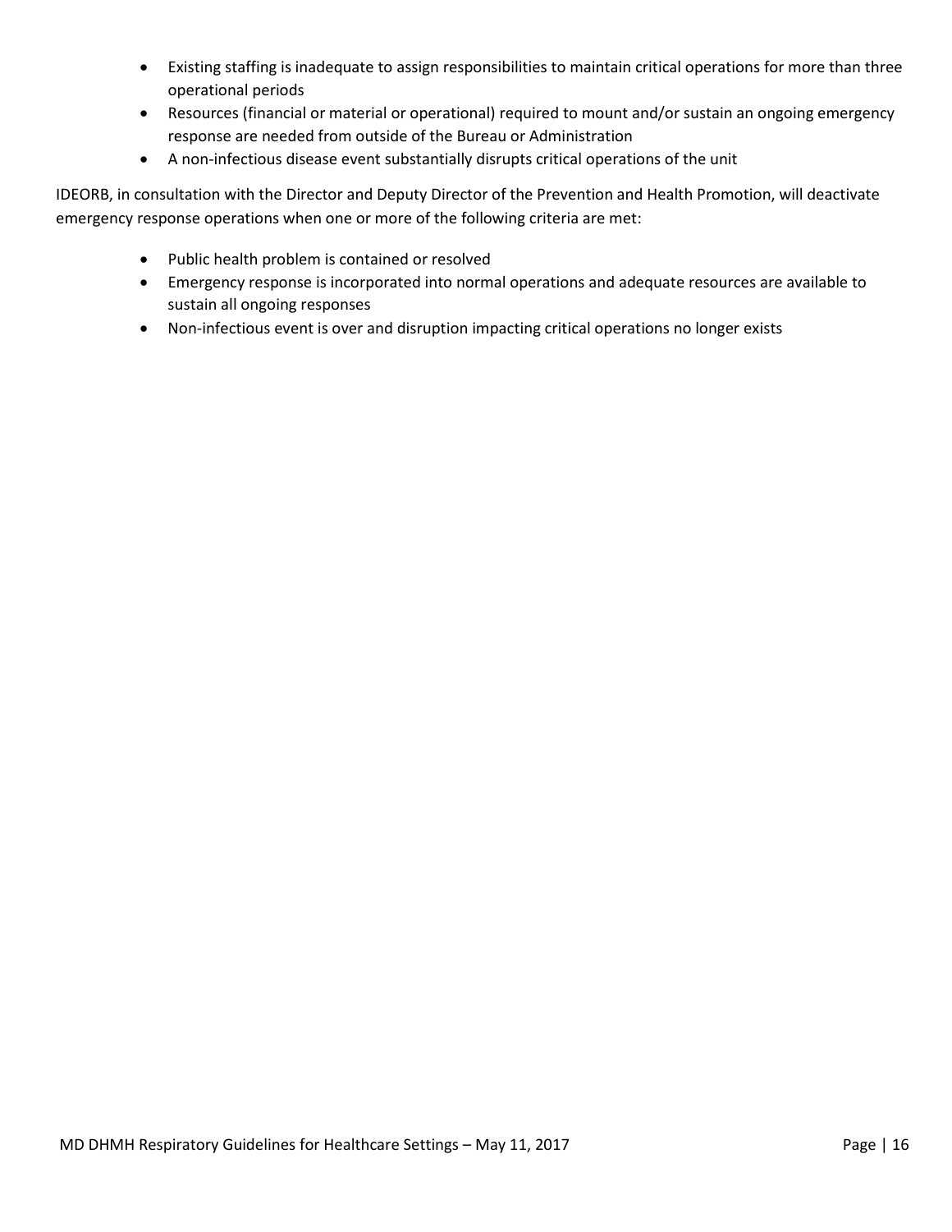- Existing staffing is inadequate to assign responsibilities to maintain critical operations for more than three operational periods
- Resources (financial or material or operational) required to mount and/or sustain an ongoing emergency response are needed from outside of the Bureau or Administration
- A non-infectious disease event substantially disrupts critical operations of the unit

IDEORB, in consultation with the Director and Deputy Director of the Prevention and Health Promotion, will deactivate emergency response operations when one or more of the following criteria are met:

- Public health problem is contained or resolved
- Emergency response is incorporated into normal operations and adequate resources are available to sustain all ongoing responses
- Non-infectious event is over and disruption impacting critical operations no longer exists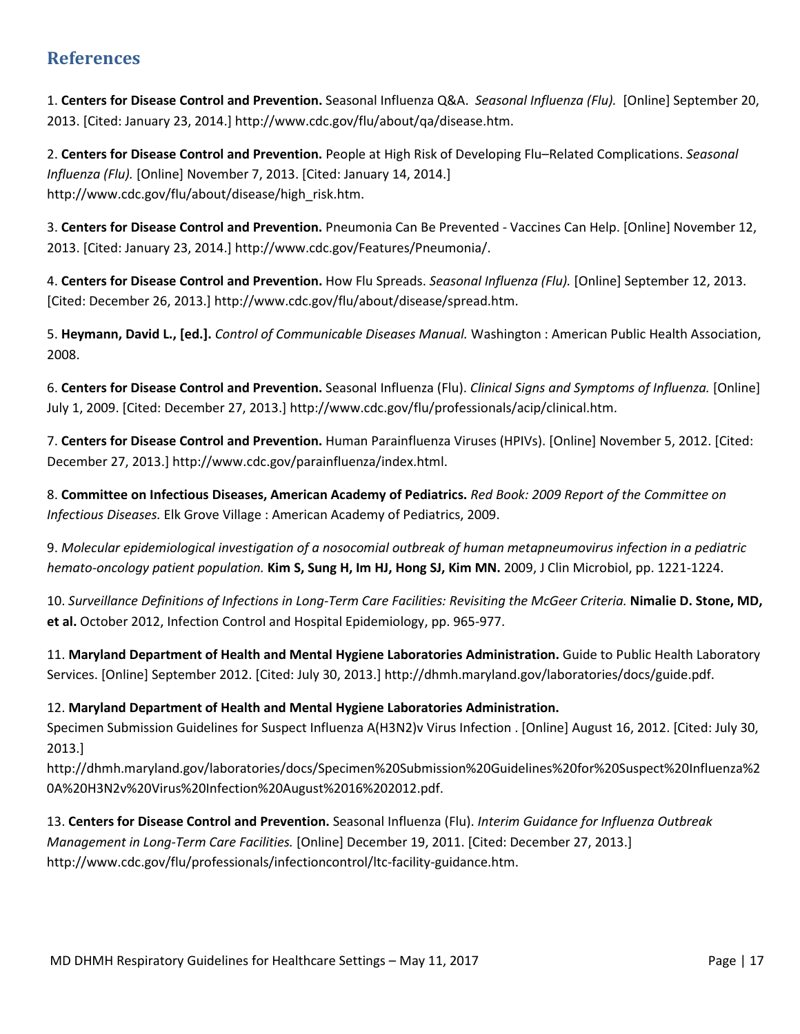## References

1. **Centers for Disease Control and Prevention.** Seasonal Influenza Q&A. *Seasonal Influenza (Flu).* [Online] September 20, 2013. [Cited: January 23, 2014.] http://www.cdc.gov/flu/about/qa/disease.htm.

2. **Centers for Disease Control and Prevention.** People at High Risk of Developing Flu–Related Complications. *Seasonal Influenza (Flu).* [Online] November 7, 2013. [Cited: January 14, 2014.] http://www.cdc.gov/flu/about/disease/high_risk.htm.

3. **Centers for Disease Control and Prevention.** Pneumonia Can Be Prevented - Vaccines Can Help. [Online] November 12, 2013. [Cited: January 23, 2014.] http://www.cdc.gov/Features/Pneumonia/.

4. **Centers for Disease Control and Prevention.** How Flu Spreads. *Seasonal Influenza (Flu).* [Online] September 12, 2013. [Cited: December 26, 2013.] http://www.cdc.gov/flu/about/disease/spread.htm.

5. **Heymann, David L., [ed.].** *Control of Communicable Diseases Manual.* Washington : American Public Health Association, 2008.

6. **Centers for Disease Control and Prevention.** Seasonal Influenza (Flu). *Clinical Signs and Symptoms of Influenza.* [Online] July 1, 2009. [Cited: December 27, 2013.] http://www.cdc.gov/flu/professionals/acip/clinical.htm.

7. **Centers for Disease Control and Prevention.** Human Parainfluenza Viruses (HPIVs). [Online] November 5, 2012. [Cited: December 27, 2013.] http://www.cdc.gov/parainfluenza/index.html.

8. **Committee on Infectious Diseases, American Academy of Pediatrics.** *Red Book: 2009 Report of the Committee on Infectious Diseases.* Elk Grove Village : American Academy of Pediatrics, 2009.

9. *Molecular epidemiological investigation of a nosocomial outbreak of human metapneumovirus infection in a pediatric hemato-oncology patient population.* **Kim S, Sung H, Im HJ, Hong SJ, Kim MN.** 2009, J Clin Microbiol, pp. 1221-1224.

10. *Surveillance Definitions of Infections in Long-Term Care Facilities: Revisiting the McGeer Criteria.* **Nimalie D. Stone, MD, et al.** October 2012, Infection Control and Hospital Epidemiology, pp. 965-977.

11. **Maryland Department of Health and Mental Hygiene Laboratories Administration.** Guide to Public Health Laboratory Services. [Online] September 2012. [Cited: July 30, 2013.] http://dhmh.maryland.gov/laboratories/docs/guide.pdf.

12. **Maryland Department of Health and Mental Hygiene Laboratories Administration.** Specimen Submission Guidelines for Suspect Influenza A(H3N2)v Virus Infection . [Online] August 16, 2012. [Cited: July 30, 2013.] http://dhmh.maryland.gov/laboratories/docs/Specimen%20Submission%20Guidelines%20for%20Suspect%20Influenza%20A%20H3N2v%20Virus%20Infection%20August%2016%202012.pdf.

13. **Centers for Disease Control and Prevention.** Seasonal Influenza (Flu). *Interim Guidance for Influenza Outbreak Management in Long-Term Care Facilities.* [Online] December 19, 2011. [Cited: December 27, 2013.] http://www.cdc.gov/flu/professionals/infectioncontrol/ltc-facility-guidance.htm.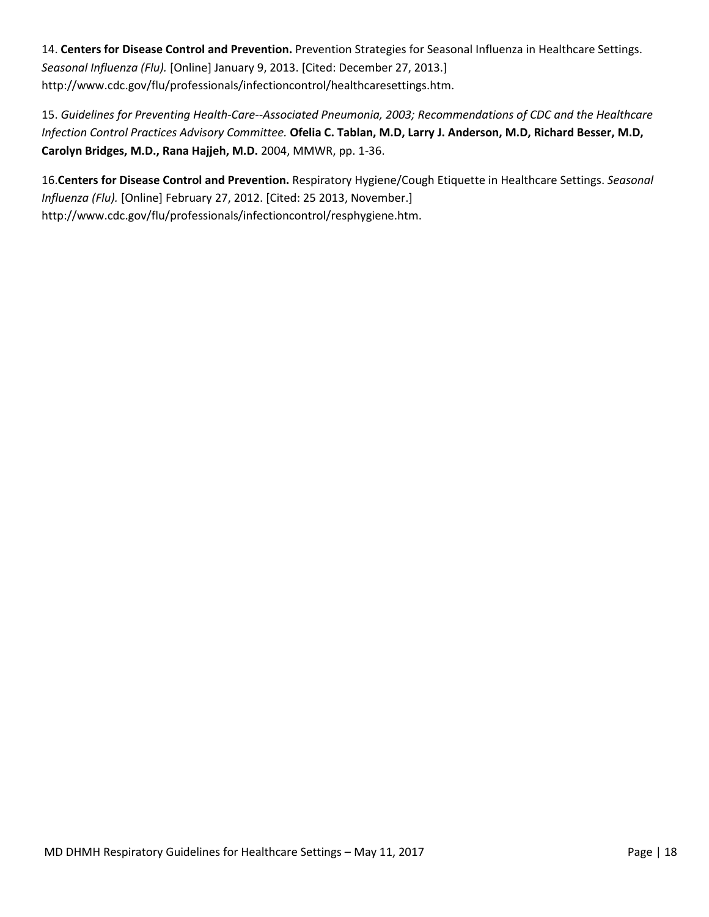14. **Centers for Disease Control and Prevention.** Prevention Strategies for Seasonal Influenza in Healthcare Settings. *Seasonal Influenza (Flu).* [Online] January 9, 2013. [Cited: December 27, 2013.] http://www.cdc.gov/flu/professionals/infectioncontrol/healthcaresettings.htm.

15. *Guidelines for Preventing Health-Care--Associated Pneumonia, 2003; Recommendations of CDC and the Healthcare Infection Control Practices Advisory Committee.* **Ofelia C. Tablan, M.D, Larry J. Anderson, M.D, Richard Besser, M.D, Carolyn Bridges, M.D., Rana Hajjeh, M.D.** 2004, MMWR, pp. 1-36.

16.**Centers for Disease Control and Prevention.** Respiratory Hygiene/Cough Etiquette in Healthcare Settings. *Seasonal Influenza (Flu).* [Online] February 27, 2012. [Cited: 25 2013, November.] http://www.cdc.gov/flu/professionals/infectioncontrol/resphygiene.htm.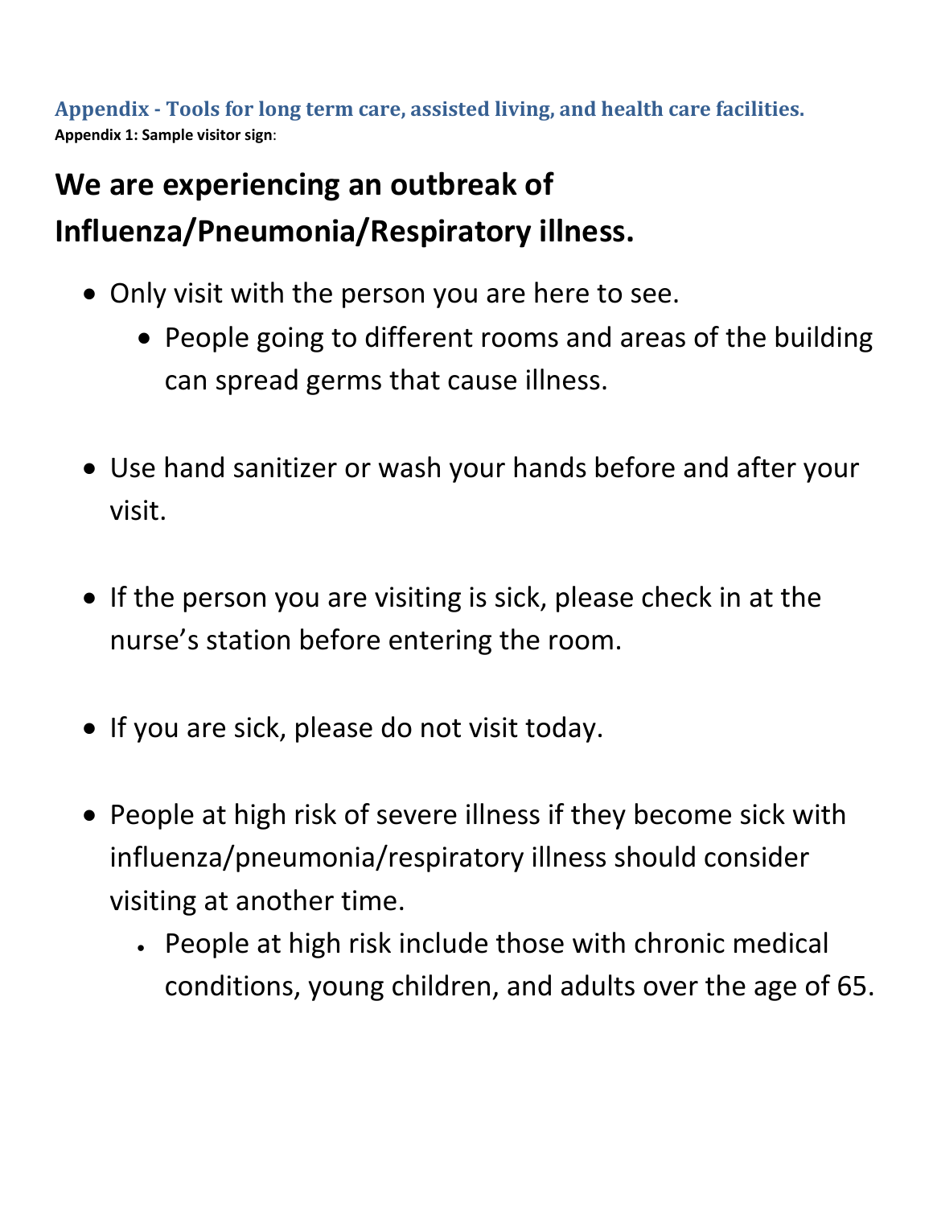## Appendix - Tools for long term care, assisted living, and health care facilities.

**Appendix 1: Sample visitor sign**:

# We are experiencing an outbreak of Influenza/Pneumonia/Respiratory illness.

- Only visit with the person you are here to see.
  - People going to different rooms and areas of the building can spread germs that cause illness.

- Use hand sanitizer or wash your hands before and after your visit.

- If the person you are visiting is sick, please check in at the nurse's station before entering the room.

- If you are sick, please do not visit today.

- People at high risk of severe illness if they become sick with influenza/pneumonia/respiratory illness should consider visiting at another time.
  - People at high risk include those with chronic medical conditions, young children, and adults over the age of 65.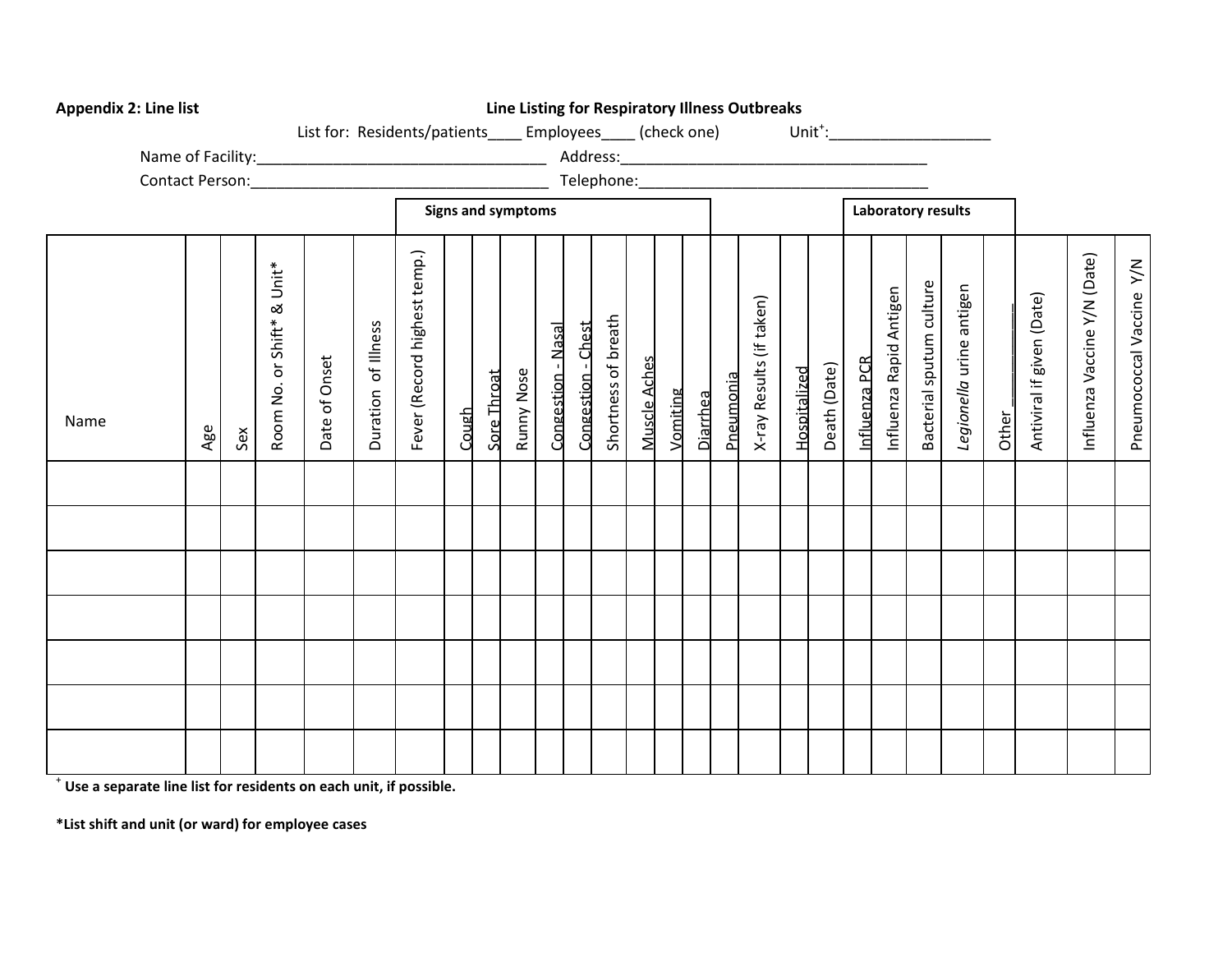**Appendix 2: Line list**

**Line Listing for Respiratory Illness Outbreaks**

List for: Residents/patients____ Employees____ (check one) Unit[+]:___________________

Name of Facility:___________________________________ Address:_____________________________________

Contact Person:____________________________________ Telephone:___________________________________

| | | | | | | Signs and symptoms | | | | | | | | | | | | | | | Laboratory results | | | | | | | |
|---|---|---|---|---|---|---|---|---|---|---|---|---|---|---|---|---|---|---|---|---|---|---|---|---|---|---|---|---|
| Name | Age | Sex | Room No. or Shift* & Unit* | Date of Onset | Duration of Illness | Fever (Record highest temp.) | Cough | Sore Throat | Runny Nose | Congestion - Nasal | Congestion - Chest | Shortness of breath | Muscle Aches | Vomiting | Diarrhea | Pneumonia | X-ray Results (if taken) | Hospitalized | Death (Date) | Influenza PCR | Influenza Rapid Antigen | Bacterial sputum culture | *Legionella* urine antigen | Other ______ | Antiviral if given (Date) | Influenza Vaccine Y/N (Date) | Pneumococcal Vaccine Y/N |
| | | | | | | | | | | | | | | | | | | | | | | | | | | | |
| | | | | | | | | | | | | | | | | | | | | | | | | | | | |
| | | | | | | | | | | | | | | | | | | | | | | | | | | | |
| | | | | | | | | | | | | | | | | | | | | | | | | | | | |
| | | | | | | | | | | | | | | | | | | | | | | | | | | | |
| | | | | | | | | | | | | | | | | | | | | | | | | | | | |
| | | | | | | | | | | | | | | | | | | | | | | | | | | | |

[+] **Use a separate line list for residents on each unit, if possible.**

***List shift and unit (or ward) for employee cases**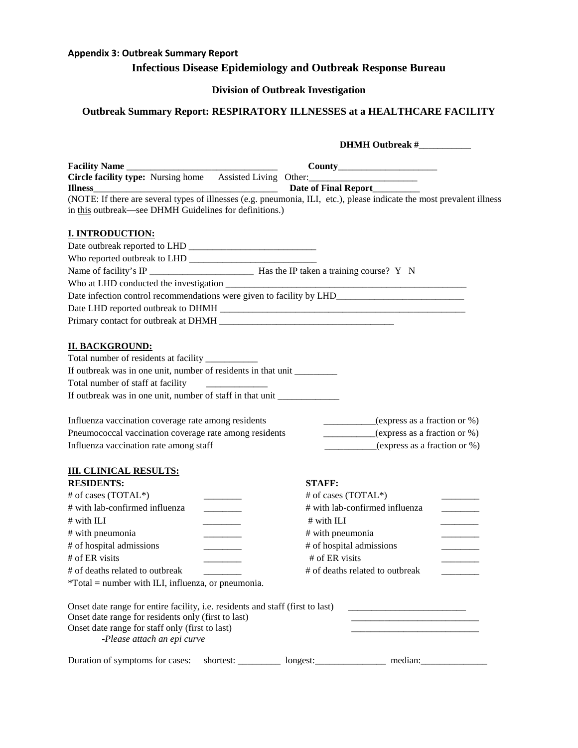**Appendix 3: Outbreak Summary Report**

## Infectious Disease Epidemiology and Outbreak Response Bureau

### Division of Outbreak Investigation

### Outbreak Summary Report: RESPIRATORY ILLNESSES at a HEALTHCARE FACILITY

**DHMH Outbreak #**___________

**Facility Name** ________________________________ **County**_____________________

**Circle facility type:** Nursing home  Assisted Living  Other:_______________________

**Illness**________________________________________ **Date of Final Report**__________

(NOTE: If there are several types of illnesses (e.g. pneumonia, ILI, etc.), please indicate the most prevalent illness in this outbreak—see DHMH Guidelines for definitions.)

**I. INTRODUCTION:**

Date outbreak reported to LHD ___________________________

Who reported outbreak to LHD ___________________________

Name of facility's IP ______________________ Has the IP taken a training course? Y N

Who at LHD conducted the investigation _____________________________________________________

Date infection control recommendations were given to facility by LHD___________________________

Date LHD reported outbreak to DHMH _____________________________________________________

Primary contact for outbreak at DHMH ______________________________________

**II. BACKGROUND:**

Total number of residents at facility ___________

If outbreak was in one unit, number of residents in that unit _________

Total number of staff at facility _____________

If outbreak was in one unit, number of staff in that unit _____________

Influenza vaccination coverage rate among residents ___________(express as a fraction or %)

Pneumococcal vaccination coverage rate among residents ___________(express as a fraction or %)

Influenza vaccination rate among staff ___________(express as a fraction or %)

**III. CLINICAL RESULTS:**

| **RESIDENTS:** | | **STAFF:** | |
|---|---|---|---|
| # of cases (TOTAL*) | ________ | # of cases (TOTAL*) | ________ |
| # with lab-confirmed influenza | ________ | # with lab-confirmed influenza | ________ |
| # with ILI | ________ | # with ILI | ________ |
| # with pneumonia | ________ | # with pneumonia | ________ |
| # of hospital admissions | ________ | # of hospital admissions | ________ |
| # of ER visits | ________ | # of ER visits | ________ |
| # of deaths related to outbreak | ________ | # of deaths related to outbreak | ________ |

*Total = number with ILI, influenza, or pneumonia.

Onset date range for entire facility, i.e. residents and staff (first to last) _________________________

Onset date range for residents only (first to last) ___________________________

Onset date range for staff only (first to last) ___________________________

*-Please attach an epi curve*

Duration of symptoms for cases: shortest: _________ longest:_______________ median:______________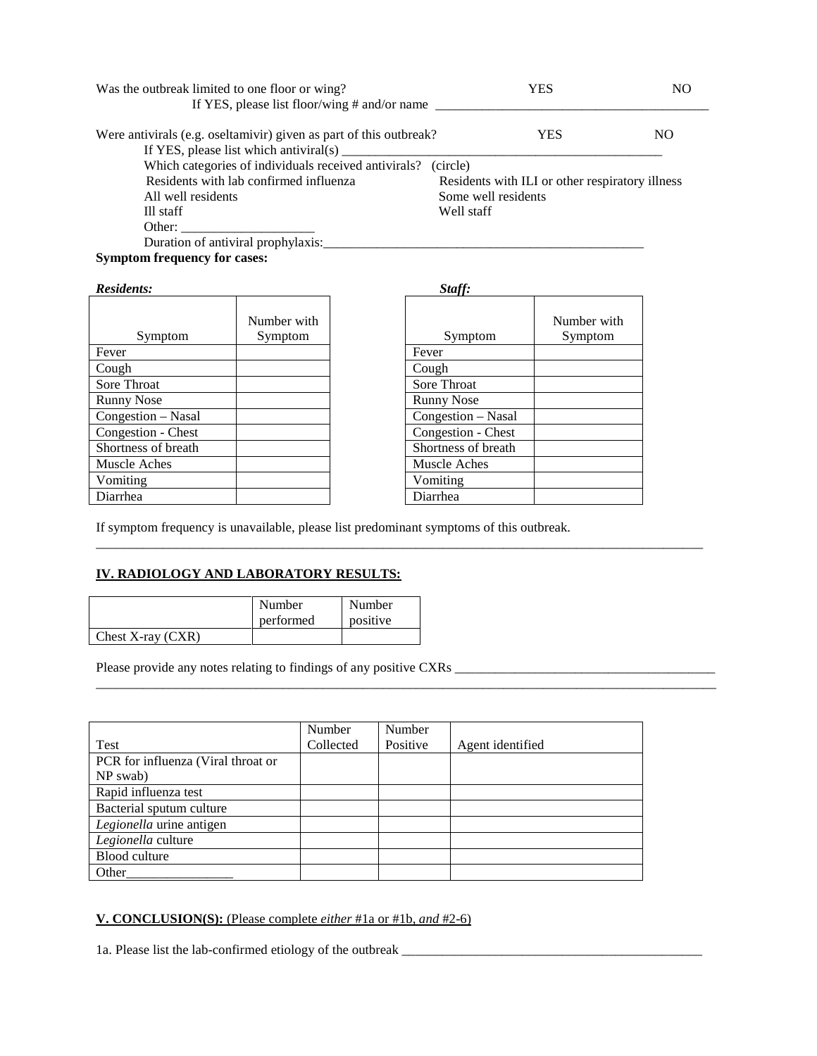Was the outbreak limited to one floor or wing? YES NO

If YES, please list floor/wing # and/or name ________________________________________

Were antivirals (e.g. oseltamivir) given as part of this outbreak? YES NO

If YES, please list which antiviral(s) ________________________________________________

Which categories of individuals received antivirals? (circle)

Residents with lab confirmed influenza Residents with ILI or other respiratory illness

All well residents Some well residents

Ill staff Well staff

Other: ____________________

Duration of antiviral prophylaxis:__________________________________________________

**Symptom frequency for cases:**

***Residents:***

| Symptom | Number with Symptom |
|---|---|
| Fever | |
| Cough | |
| Sore Throat | |
| Runny Nose | |
| Congestion – Nasal | |
| Congestion - Chest | |
| Shortness of breath | |
| Muscle Aches | |
| Vomiting | |
| Diarrhea | |

***Staff:***

| Symptom | Number with Symptom |
|---|---|
| Fever | |
| Cough | |
| Sore Throat | |
| Runny Nose | |
| Congestion – Nasal | |
| Congestion - Chest | |
| Shortness of breath | |
| Muscle Aches | |
| Vomiting | |
| Diarrhea | |

If symptom frequency is unavailable, please list predominant symptoms of this outbreak.
_____________________________________________________________________________________________

## IV. RADIOLOGY AND LABORATORY RESULTS:

| | Number performed | Number positive |
|---|---|---|
| Chest X-ray (CXR) | | |

Please provide any notes relating to findings of any positive CXRs ________________________________________
_____________________________________________________________________________________________

| Test | Number Collected | Number Positive | Agent identified |
|---|---|---|---|
| PCR for influenza (Viral throat or NP swab) | | | |
| Rapid influenza test | | | |
| Bacterial sputum culture | | | |
| *Legionella* urine antigen | | | |
| *Legionella* culture | | | |
| Blood culture | | | |
| Other________________ | | | |

## V. CONCLUSION(S): (Please complete *either* #1a or #1b, *and* #2-6)

1a. Please list the lab-confirmed etiology of the outbreak ______________________________________________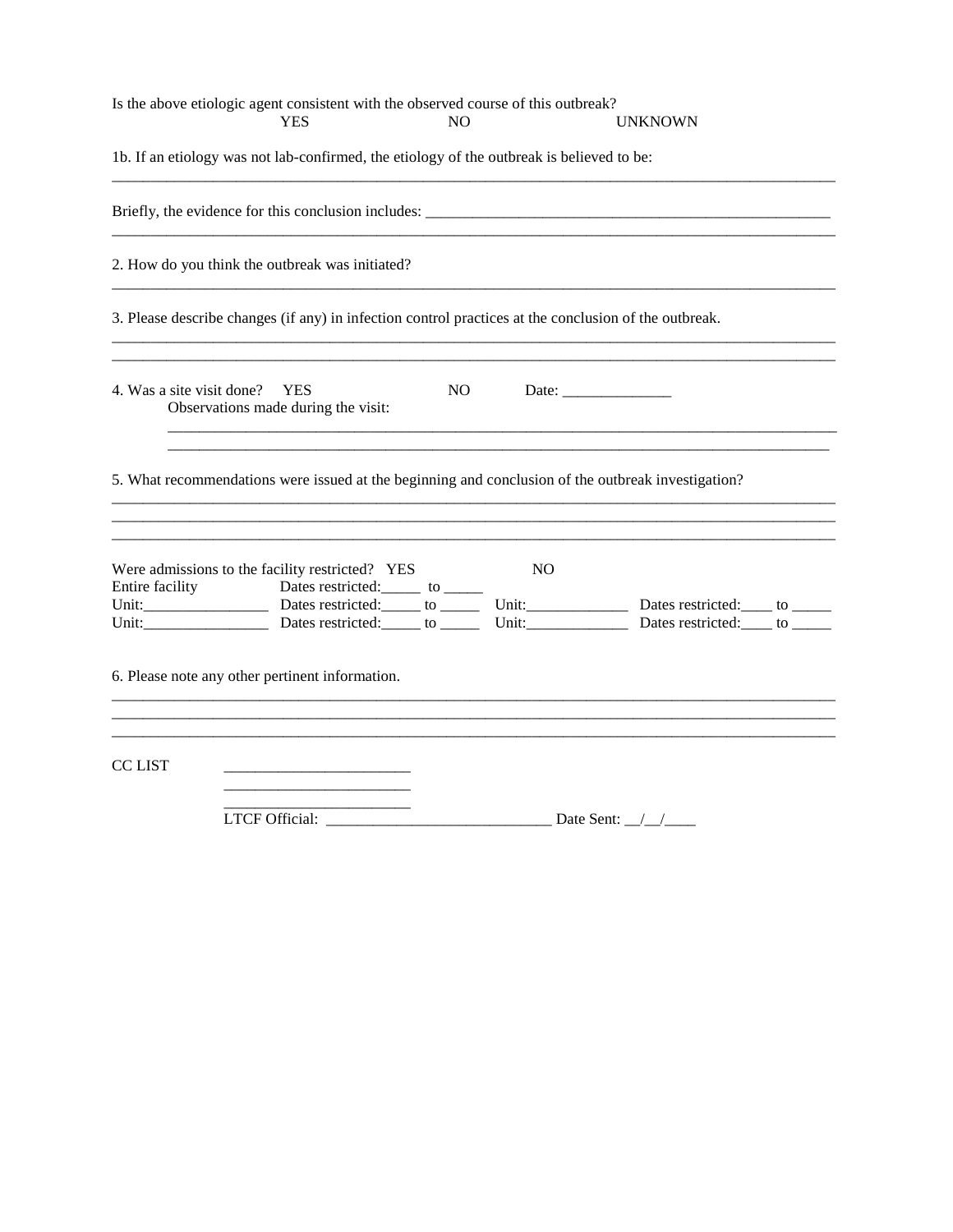Is the above etiologic agent consistent with the observed course of this outbreak?
YES NO UNKNOWN

1b. If an etiology was not lab-confirmed, the etiology of the outbreak is believed to be:

______________________________________________________________________________

Briefly, the evidence for this conclusion includes: ______________________________________________

______________________________________________________________________________

2. How do you think the outbreak was initiated?

______________________________________________________________________________

3. Please describe changes (if any) in infection control practices at the conclusion of the outbreak.

______________________________________________________________________________

______________________________________________________________________________

4. Was a site visit done? YES NO Date: ______________

Observations made during the visit:

______________________________________________________________________________

______________________________________________________________________________

5. What recommendations were issued at the beginning and conclusion of the outbreak investigation?

______________________________________________________________________________

______________________________________________________________________________

______________________________________________________________________________

Were admissions to the facility restricted? YES NO

Entire facility Dates restricted:_____ to _____

Unit:________________ Dates restricted:_____ to _____ Unit:_____________ Dates restricted:____ to _____

Unit:________________ Dates restricted:_____ to _____ Unit:_____________ Dates restricted:____ to _____

6. Please note any other pertinent information.

______________________________________________________________________________

______________________________________________________________________________

______________________________________________________________________________

CC LIST ________________________

________________________

________________________

LTCF Official: _____________________________ Date Sent: __/__/____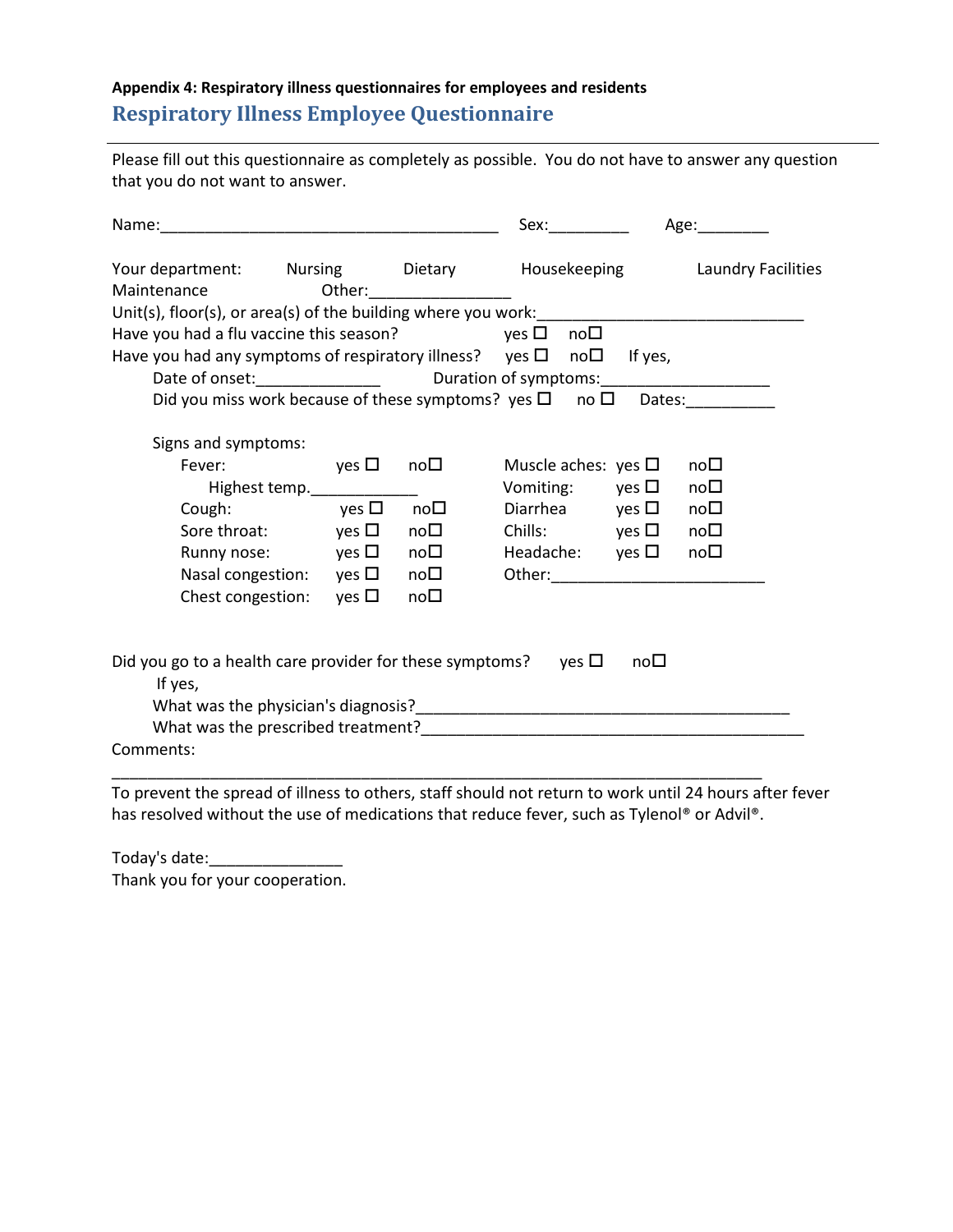**Appendix 4: Respiratory illness questionnaires for employees and residents**

## Respiratory Illness Employee Questionnaire

---

Please fill out this questionnaire as completely as possible. You do not have to answer any question that you do not want to answer.

Name:________________________________________ Sex:_________ Age:________

Your department: Nursing Dietary Housekeeping Laundry Facilities Maintenance Other:________________

Unit(s), floor(s), or area(s) of the building where you work:_______________________________

Have you had a flu vaccine this season? yes ☐ no☐

Have you had any symptoms of respiratory illness? yes ☐ no☐ If yes,

Date of onset:______________ Duration of symptoms:____________________

Did you miss work because of these symptoms? yes ☐ no ☐ Dates:__________

Signs and symptoms:

| | | | | | |
|---|---|---|---|---|---|
| Fever: | yes ☐ | no☐ | Muscle aches: | yes ☐ | no☐ |
| Highest temp.____________ | | | Vomiting: | yes ☐ | no☐ |
| Cough: | yes ☐ | no☐ | Diarrhea | yes ☐ | no☐ |
| Sore throat: | yes ☐ | no☐ | Chills: | yes ☐ | no☐ |
| Runny nose: | yes ☐ | no☐ | Headache: | yes ☐ | no☐ |
| Nasal congestion: | yes ☐ | no☐ | Other:________________________ | | |
| Chest congestion: | yes ☐ | no☐ | | | |

Did you go to a health care provider for these symptoms? yes ☐ no☐

If yes,

What was the physician's diagnosis?____________________________________________

What was the prescribed treatment?____________________________________________

Comments:

____________________________________________________________________________

To prevent the spread of illness to others, staff should not return to work until 24 hours after fever has resolved without the use of medications that reduce fever, such as Tylenol® or Advil®.

Today's date:_______________

Thank you for your cooperation.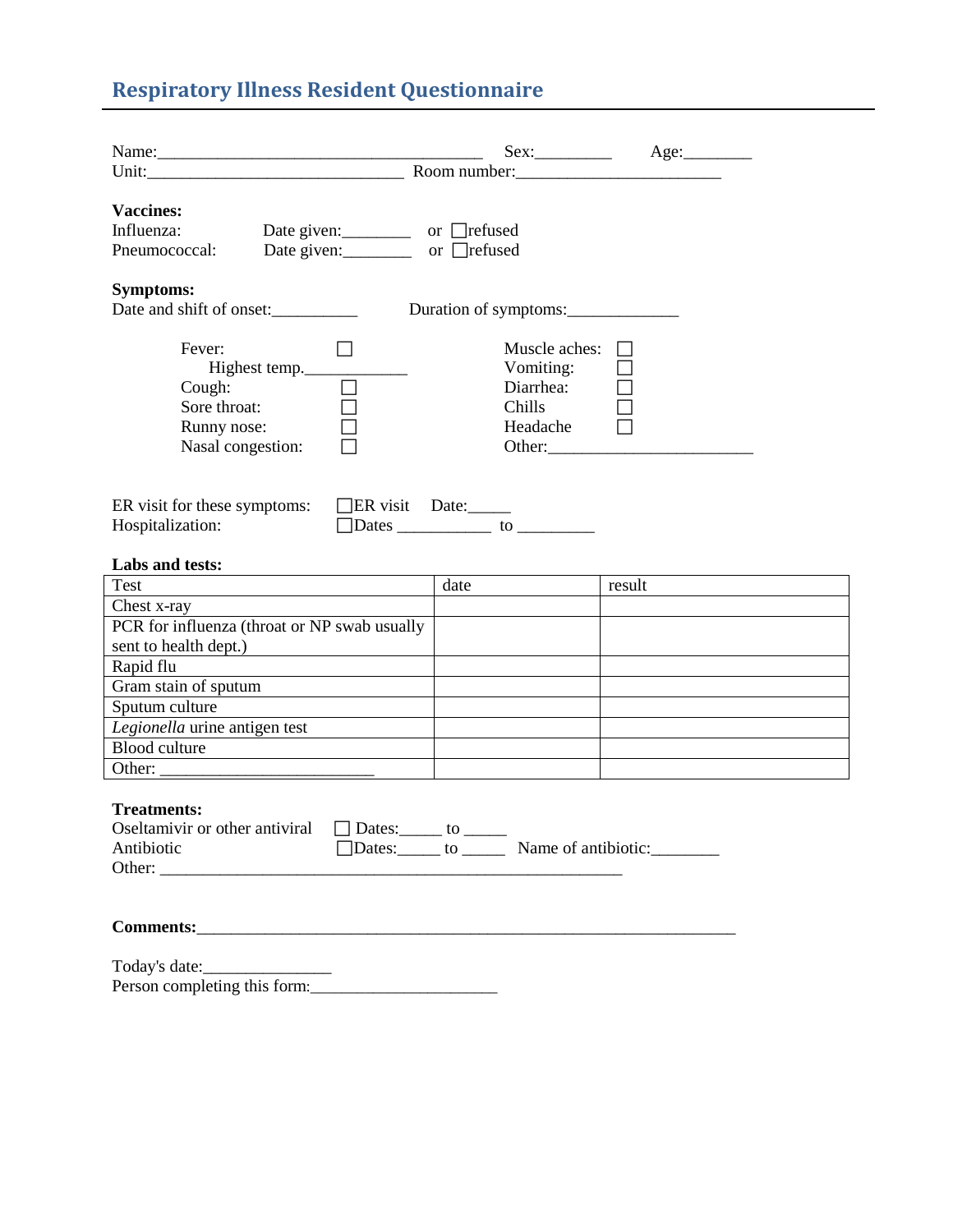## Respiratory Illness Resident Questionnaire

Name:______________________________________ Sex:_________ Age:________
Unit:______________________________ Room number:________________________

**Vaccines:**
Influenza: Date given:________ or ☐refused
Pneumococcal: Date given:________ or ☐refused

**Symptoms:**
Date and shift of onset:__________ Duration of symptoms:_____________

Fever: ☐
Highest temp.____________
Cough: ☐
Sore throat: ☐
Runny nose: ☐
Nasal congestion: ☐

Muscle aches: ☐
Vomiting: ☐
Diarrhea: ☐
Chills ☐
Headache ☐
Other:________________________

ER visit for these symptoms: ☐ER visit Date:_____
Hospitalization: ☐Dates ___________ to _________

**Labs and tests:**

| Test | date | result |
|---|---|---|
| Chest x-ray | | |
| PCR for influenza (throat or NP swab usually sent to health dept.) | | |
| Rapid flu | | |
| Gram stain of sputum | | |
| Sputum culture | | |
| *Legionella* urine antigen test | | |
| Blood culture | | |
| Other: _________________________ | | |

**Treatments:**
Oseltamivir or other antiviral ☐ Dates:_____ to _____
Antibiotic ☐Dates:_____ to _____ Name of antibiotic:________
Other: ________________________________________________________

**Comments:**_________________________________________________________________

Today's date:_______________
Person completing this form:_____________________